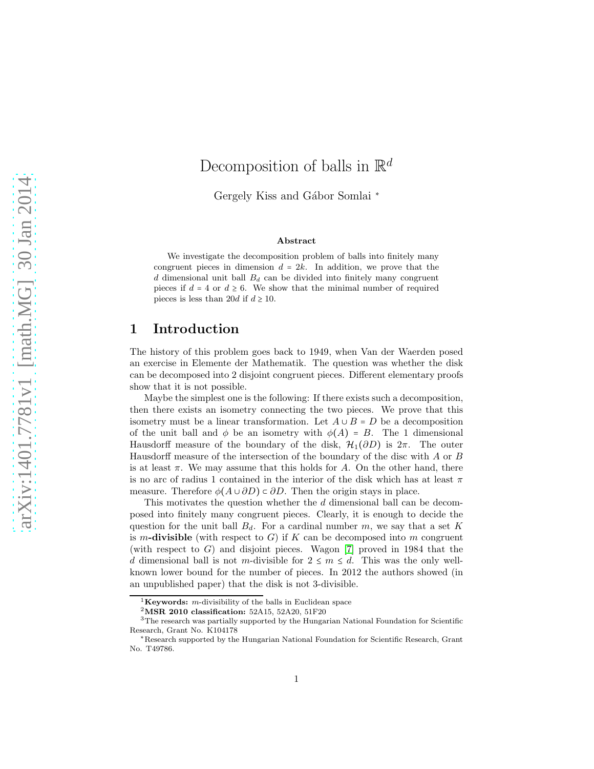# Decomposition of balls in $\mathbb{R}^d$

Gergely Kiss and Gábor Somlai [*]

### Abstract

We investigate the decomposition problem of balls into finitely many congruent pieces in dimension $d = 2k$. In addition, we prove that the $d$ dimensional unit ball $B_d$ can be divided into finitely many congruent pieces if $d = 4$ or $d \geq 6$. We show that the minimal number of required pieces is less than $20d$ if $d \geq 10$.

## 1 Introduction

The history of this problem goes back to 1949, when Van der Waerden posed an exercise in Elemente der Mathematik. The question was whether the disk can be decomposed into 2 disjoint congruent pieces. Different elementary proofs show that it is not possible.

Maybe the simplest one is the following: If there exists such a decomposition, then there exists an isometry connecting the two pieces. We prove that this isometry must be a linear transformation. Let $A \cup B = D$ be a decomposition of the unit ball and $\phi$ be an isometry with $\phi(A) = B$. The 1 dimensional Hausdorff measure of the boundary of the disk, $\mathcal{H}_1(\partial D)$ is $2\pi$. The outer Hausdorff measure of the intersection of the boundary of the disc with $A$ or $B$ is at least $\pi$. We may assume that this holds for $A$. On the other hand, there is no arc of radius 1 contained in the interior of the disk which has at least $\pi$ measure. Therefore $\phi(A \cup \partial D) \subset \partial D$. Then the origin stays in place.

This motivates the question whether the $d$ dimensional ball can be decomposed into finitely many congruent pieces. Clearly, it is enough to decide the question for the unit ball $B_d$. For a cardinal number $m$, we say that a set $K$ is **$m$-divisible** (with respect to $G$) if $K$ can be decomposed into $m$ congruent (with respect to $G$) and disjoint pieces. Wagon [7] proved in 1984 that the $d$ dimensional ball is not $m$-divisible for $2 \leq m \leq d$. This was the only well-known lower bound for the number of pieces. In 2012 the authors showed (in an unpublished paper) that the disk is not 3-divisible.

---

[1] **Keywords:** $m$-divisibility of the balls in Euclidean space

[2] **MSR 2010 classification:** 52A15, 52A20, 51F20

[3] The research was partially supported by the Hungarian National Foundation for Scientific Research, Grant No. K104178

[*] Research supported by the Hungarian National Foundation for Scientific Research, Grant No. T49786.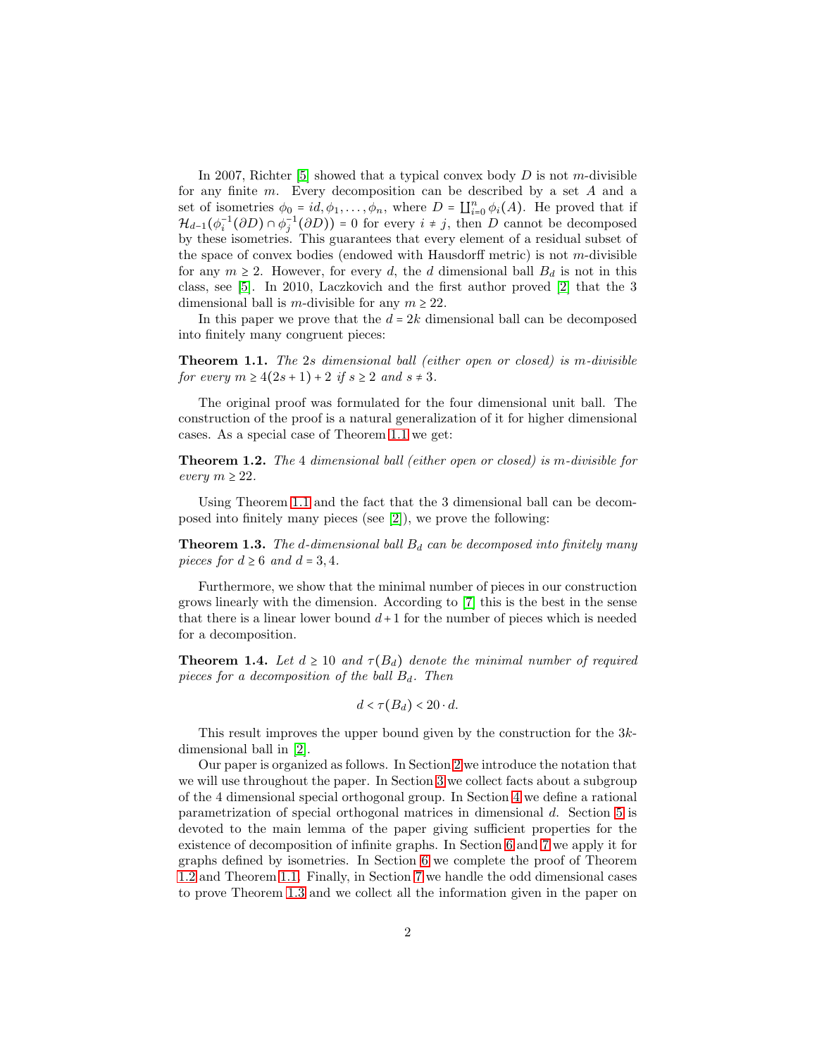In 2007, Richter [5] showed that a typical convex body $D$ is not $m$-divisible for any finite $m$. Every decomposition can be described by a set $A$ and a set of isometries $\phi_0 = id, \phi_1, \dots, \phi_n$, where $D = \coprod_{i=0}^{n} \phi_i(A)$. He proved that if $\mathcal{H}_{d-1}(\phi_i^{-1}(\partial D) \cap \phi_j^{-1}(\partial D)) = 0$ for every $i \neq j$, then $D$ cannot be decomposed by these isometries. This guarantees that every element of a residual subset of the space of convex bodies (endowed with Hausdorff metric) is not $m$-divisible for any $m \geq 2$. However, for every $d$, the $d$ dimensional ball $B_d$ is not in this class, see [5]. In 2010, Laczkovich and the first author proved [2] that the 3 dimensional ball is $m$-divisible for any $m \geq 22$.

In this paper we prove that the $d = 2k$ dimensional ball can be decomposed into finitely many congruent pieces:

**Theorem 1.1.** *The $2s$ dimensional ball (either open or closed) is $m$-divisible for every $m \geq 4(2s+1)+2$ if $s \geq 2$ and $s \neq 3$.*

The original proof was formulated for the four dimensional unit ball. The construction of the proof is a natural generalization of it for higher dimensional cases. As a special case of Theorem 1.1 we get:

**Theorem 1.2.** *The 4 dimensional ball (either open or closed) is $m$-divisible for every $m \geq 22$.*

Using Theorem 1.1 and the fact that the 3 dimensional ball can be decomposed into finitely many pieces (see [2]), we prove the following:

**Theorem 1.3.** *The $d$-dimensional ball $B_d$ can be decomposed into finitely many pieces for $d \geq 6$ and $d = 3, 4$.*

Furthermore, we show that the minimal number of pieces in our construction grows linearly with the dimension. According to [7] this is the best in the sense that there is a linear lower bound $d+1$ for the number of pieces which is needed for a decomposition.

**Theorem 1.4.** *Let $d \geq 10$ and $\tau(B_d)$ denote the minimal number of required pieces for a decomposition of the ball $B_d$. Then*

$$d < \tau(B_d) < 20 \cdot d.$$

This result improves the upper bound given by the construction for the $3k$-dimensional ball in [2].

Our paper is organized as follows. In Section 2 we introduce the notation that we will use throughout the paper. In Section 3 we collect facts about a subgroup of the 4 dimensional special orthogonal group. In Section 4 we define a rational parametrization of special orthogonal matrices in dimensional $d$. Section 5 is devoted to the main lemma of the paper giving sufficient properties for the existence of decomposition of infinite graphs. In Section 6 and 7 we apply it for graphs defined by isometries. In Section 6 we complete the proof of Theorem 1.2 and Theorem 1.1. Finally, in Section 7 we handle the odd dimensional cases to prove Theorem 1.3 and we collect all the information given in the paper on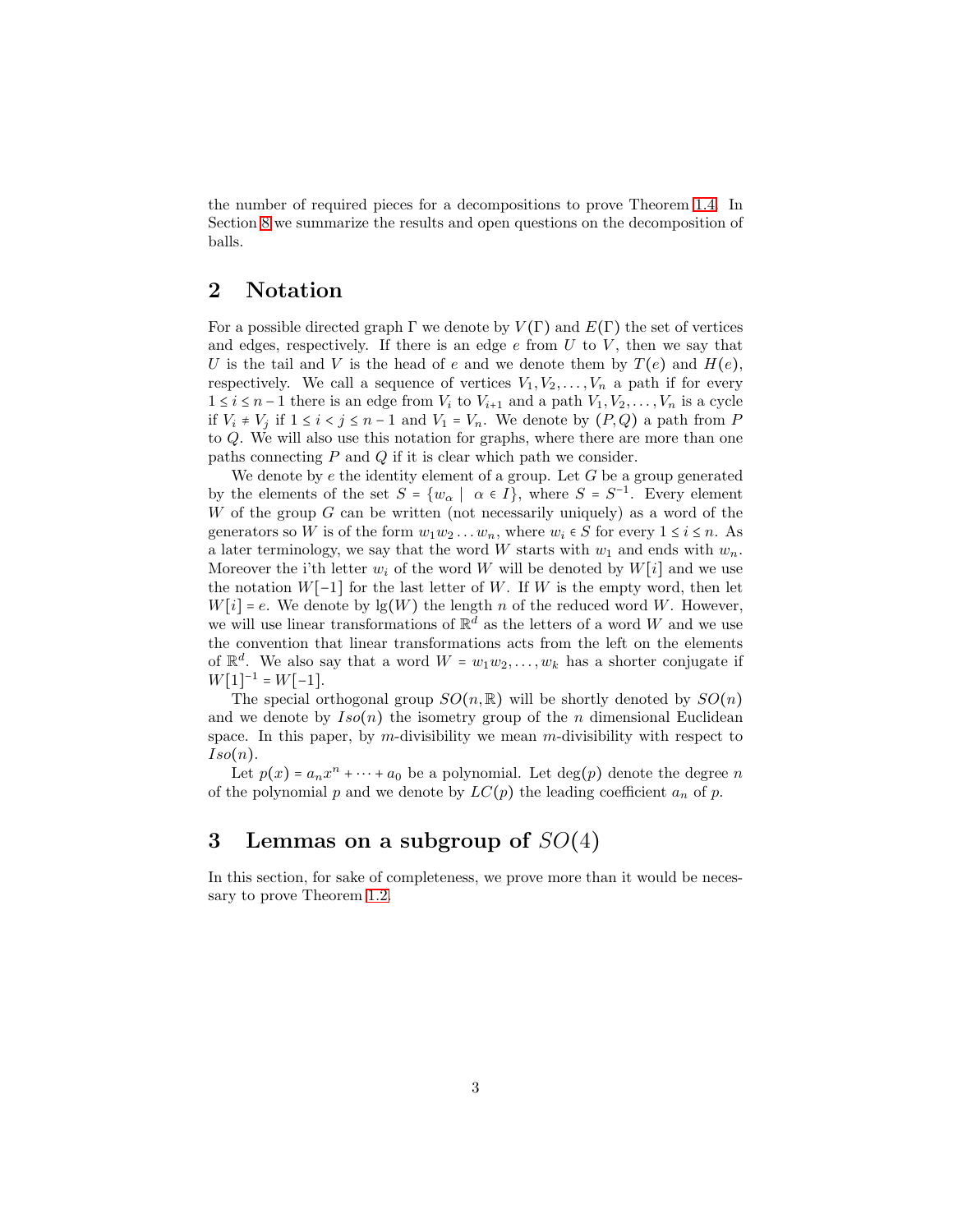the number of required pieces for a decompositions to prove Theorem 1.4. In Section 8 we summarize the results and open questions on the decomposition of balls.

## 2 Notation

For a possible directed graph $\Gamma$ we denote by $V(\Gamma)$ and $E(\Gamma)$ the set of vertices and edges, respectively. If there is an edge $e$ from $U$ to $V$, then we say that $U$ is the tail and $V$ is the head of $e$ and we denote them by $T(e)$ and $H(e)$, respectively. We call a sequence of vertices $V_1, V_2, \dots, V_n$ a path if for every $1 \le i \le n-1$ there is an edge from $V_i$ to $V_{i+1}$ and a path $V_1, V_2, \dots, V_n$ is a cycle if $V_i \ne V_j$ if $1 \le i < j \le n-1$ and $V_1 = V_n$. We denote by $(P, Q)$ a path from $P$ to $Q$. We will also use this notation for graphs, where there are more than one paths connecting $P$ and $Q$ if it is clear which path we consider.

We denote by $e$ the identity element of a group. Let $G$ be a group generated by the elements of the set $S = \{w_\alpha \mid \alpha \in I\}$, where $S = S^{-1}$. Every element $W$ of the group $G$ can be written (not necessarily uniquely) as a word of the generators so $W$ is of the form $w_1 w_2 \dots w_n$, where $w_i \in S$ for every $1 \le i \le n$. As a later terminology, we say that the word $W$ starts with $w_1$ and ends with $w_n$. Moreover the i'th letter $w_i$ of the word $W$ will be denoted by $W[i]$ and we use the notation $W[-1]$ for the last letter of $W$. If $W$ is the empty word, then let $W[i] = e$. We denote by $\lg(W)$ the length $n$ of the reduced word $W$. However, we will use linear transformations of $\mathbb{R}^d$ as the letters of a word $W$ and we use the convention that linear transformations acts from the left on the elements of $\mathbb{R}^d$. We also say that a word $W = w_1 w_2, \dots, w_k$ has a shorter conjugate if $W[1]^{-1} = W[-1]$.

The special orthogonal group $SO(n, \mathbb{R})$ will be shortly denoted by $SO(n)$ and we denote by $Iso(n)$ the isometry group of the $n$ dimensional Euclidean space. In this paper, by $m$-divisibility we mean $m$-divisibility with respect to $Iso(n)$.

Let $p(x) = a_n x^n + \dots + a_0$ be a polynomial. Let $\deg(p)$ denote the degree $n$ of the polynomial $p$ and we denote by $LC(p)$ the leading coefficient $a_n$ of $p$.

## 3 Lemmas on a subgroup of $SO(4)$

In this section, for sake of completeness, we prove more than it would be necessary to prove Theorem 1.2.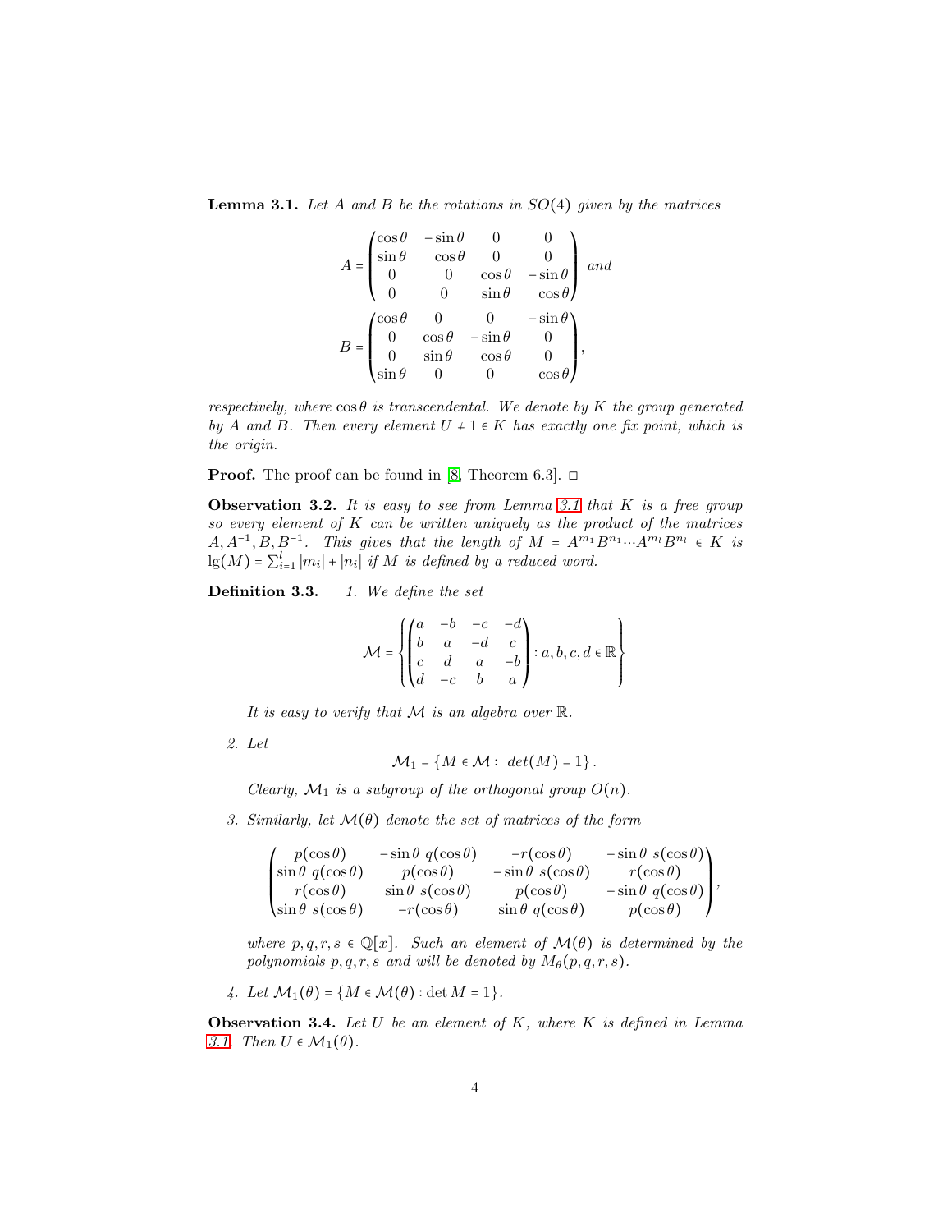**Lemma 3.1.** *Let $A$ and $B$ be the rotations in $SO(4)$ given by the matrices*

$$A = \begin{pmatrix} \cos\theta & -\sin\theta & 0 & 0 \\ \sin\theta & \cos\theta & 0 & 0 \\ 0 & 0 & \cos\theta & -\sin\theta \\ 0 & 0 & \sin\theta & \cos\theta \end{pmatrix} \text{ and}$$

$$B = \begin{pmatrix} \cos\theta & 0 & 0 & -\sin\theta \\ 0 & \cos\theta & -\sin\theta & 0 \\ 0 & \sin\theta & \cos\theta & 0 \\ \sin\theta & 0 & 0 & \cos\theta \end{pmatrix},$$

*respectively, where $\cos\theta$ is transcendental. We denote by $K$ the group generated by $A$ and $B$. Then every element $U \neq 1 \in K$ has exactly one fix point, which is the origin.*

**Proof.** The proof can be found in [8, Theorem 6.3]. □

**Observation 3.2.** *It is easy to see from Lemma 3.1 that $K$ is a free group so every element of $K$ can be written uniquely as the product of the matrices $A, A^{-1}, B, B^{-1}$. This gives that the length of $M = A^{m_1}B^{n_1}\cdots A^{m_l}B^{n_l} \in K$ is $\lg(M) = \sum_{i=1}^{l} |m_i| + |n_i|$ if $M$ is defined by a reduced word.*

**Definition 3.3.**

1. *We define the set*

$$\mathcal{M} = \left\{ \begin{pmatrix} a & -b & -c & -d \\ b & a & -d & c \\ c & d & a & -b \\ d & -c & b & a \end{pmatrix} : a, b, c, d \in \mathbb{R} \right\}$$

*It is easy to verify that $\mathcal{M}$ is an algebra over $\mathbb{R}$.*

2. *Let*

$$\mathcal{M}_1 = \{ M \in \mathcal{M} : \ det(M) = 1 \}.$$

*Clearly, $\mathcal{M}_1$ is a subgroup of the orthogonal group $O(n)$.*

3. *Similarly, let $\mathcal{M}(\theta)$ denote the set of matrices of the form*

$$\begin{pmatrix} p(\cos\theta) & -\sin\theta\, q(\cos\theta) & -r(\cos\theta) & -\sin\theta\, s(\cos\theta) \\ \sin\theta\, q(\cos\theta) & p(\cos\theta) & -\sin\theta\, s(\cos\theta) & r(\cos\theta) \\ r(\cos\theta) & \sin\theta\, s(\cos\theta) & p(\cos\theta) & -\sin\theta\, q(\cos\theta) \\ \sin\theta\, s(\cos\theta) & -r(\cos\theta) & \sin\theta\, q(\cos\theta) & p(\cos\theta) \end{pmatrix},$$

*where $p, q, r, s \in \mathbb{Q}[x]$. Such an element of $\mathcal{M}(\theta)$ is determined by the polynomials $p, q, r, s$ and will be denoted by $M_\theta(p, q, r, s)$.*

4. *Let $\mathcal{M}_1(\theta) = \{ M \in \mathcal{M}(\theta) : \det M = 1 \}$.*

**Observation 3.4.** *Let $U$ be an element of $K$, where $K$ is defined in Lemma 3.1. Then $U \in \mathcal{M}_1(\theta)$.*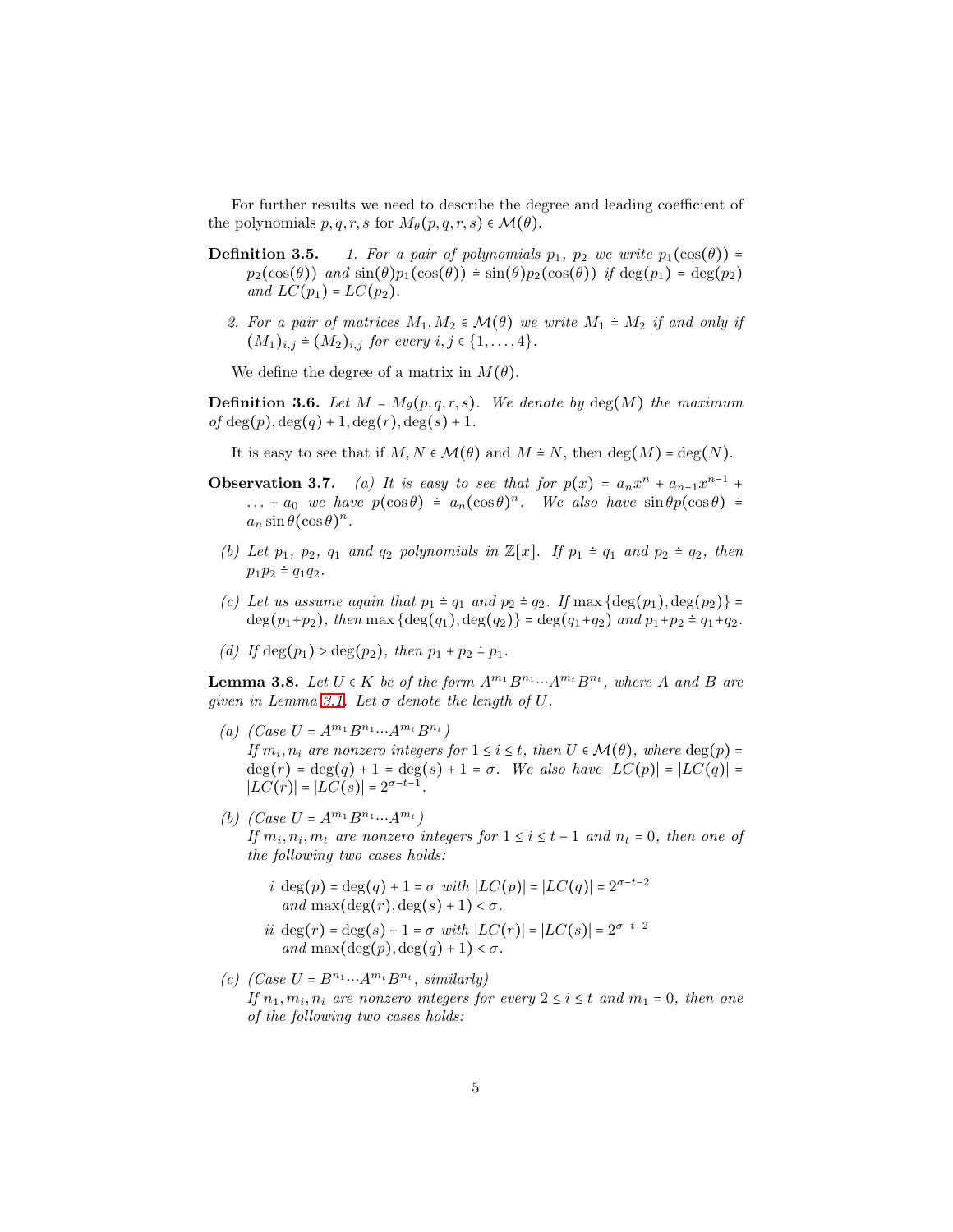For further results we need to describe the degree and leading coefficient of the polynomials $p, q, r, s$ for $M_\theta(p,q,r,s) \in \mathcal{M}(\theta)$.

**Definition 3.5.** *1. For a pair of polynomials $p_1$, $p_2$ we write $p_1(\cos(\theta)) \doteq p_2(\cos(\theta))$ and $\sin(\theta)p_1(\cos(\theta)) \doteq \sin(\theta)p_2(\cos(\theta))$ if $\deg(p_1) = \deg(p_2)$ and $LC(p_1) = LC(p_2)$.*

*2. For a pair of matrices $M_1, M_2 \in \mathcal{M}(\theta)$ we write $M_1 \doteq M_2$ if and only if $(M_1)_{i,j} \doteq (M_2)_{i,j}$ for every $i,j \in \{1,\dots,4\}$.*

We define the degree of a matrix in $M(\theta)$.

**Definition 3.6.** *Let $M = M_\theta(p,q,r,s)$. We denote by $\deg(M)$ the maximum of $\deg(p), \deg(q)+1, \deg(r), \deg(s)+1$.*

It is easy to see that if $M, N \in \mathcal{M}(\theta)$ and $M \doteq N$, then $\deg(M) = \deg(N)$.

**Observation 3.7.** *(a) It is easy to see that for $p(x) = a_n x^n + a_{n-1}x^{n-1} + \ldots + a_0$ we have $p(\cos\theta) \doteq a_n(\cos\theta)^n$. We also have $\sin\theta p(\cos\theta) \doteq a_n \sin\theta(\cos\theta)^n$.*

*(b) Let $p_1$, $p_2$, $q_1$ and $q_2$ polynomials in $\mathbb{Z}[x]$. If $p_1 \doteq q_1$ and $p_2 \doteq q_2$, then $p_1p_2 \doteq q_1q_2$.*

*(c) Let us assume again that $p_1 \doteq q_1$ and $p_2 \doteq q_2$. If $\max\{\deg(p_1), \deg(p_2)\} = \deg(p_1+p_2)$, then $\max\{\deg(q_1), \deg(q_2)\} = \deg(q_1+q_2)$ and $p_1+p_2 \doteq q_1+q_2$.*

*(d) If $\deg(p_1) > \deg(p_2)$, then $p_1 + p_2 \doteq p_1$.*

**Lemma 3.8.** *Let $U \in K$ be of the form $A^{m_1}B^{n_1}\cdots A^{m_t}B^{n_t}$, where $A$ and $B$ are given in Lemma 3.1. Let $\sigma$ denote the length of $U$.*

*(a) (Case $U = A^{m_1}B^{n_1}\cdots A^{m_t}B^{n_t}$)*
*If $m_i, n_i$ are nonzero integers for $1 \le i \le t$, then $U \in \mathcal{M}(\theta)$, where $\deg(p) = \deg(r) = \deg(q)+1 = \deg(s)+1 = \sigma$. We also have $|LC(p)| = |LC(q)| = |LC(r)| = |LC(s)| = 2^{\sigma-t-1}$.*

*(b) (Case $U = A^{m_1}B^{n_1}\cdots A^{m_t}$)*
*If $m_i, n_i, m_t$ are nonzero integers for $1 \le i \le t-1$ and $n_t = 0$, then one of the following two cases holds:*

- *i $\deg(p) = \deg(q)+1 = \sigma$ with $|LC(p)| = |LC(q)| = 2^{\sigma-t-2}$ and $\max(\deg(r), \deg(s)+1) < \sigma$.*
- *ii $\deg(r) = \deg(s)+1 = \sigma$ with $|LC(r)| = |LC(s)| = 2^{\sigma-t-2}$ and $\max(\deg(p), \deg(q)+1) < \sigma$.*

*(c) (Case $U = B^{n_1}\cdots A^{m_t}B^{n_t}$, similarly)*
*If $n_1, m_i, n_i$ are nonzero integers for every $2 \le i \le t$ and $m_1 = 0$, then one of the following two cases holds:*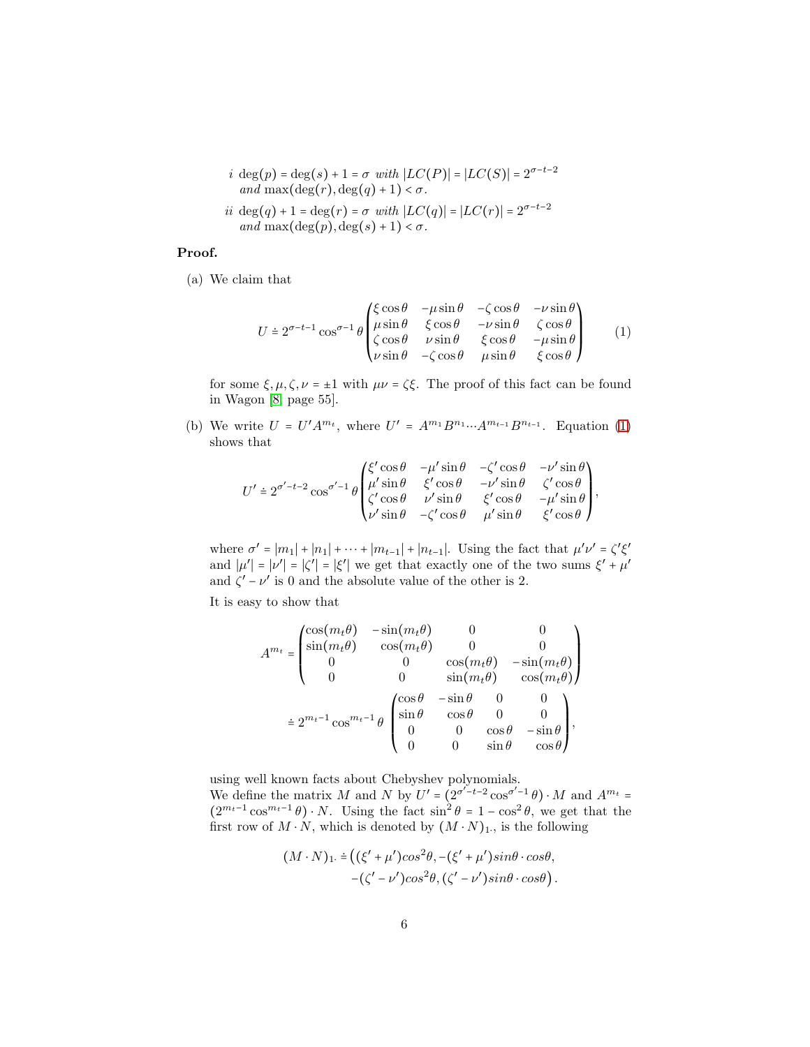*i* $\deg(p) = \deg(s) + 1 = \sigma$ *with* $|LC(P)| = |LC(S)| = 2^{\sigma-t-2}$ *and* $\max(\deg(r), \deg(q) + 1) < \sigma$.

*ii* $\deg(q) + 1 = \deg(r) = \sigma$ *with* $|LC(q)| = |LC(r)| = 2^{\sigma-t-2}$ *and* $\max(\deg(p), \deg(s) + 1) < \sigma$.

**Proof.**

(a) We claim that

$$U \doteq 2^{\sigma-t-1}\cos^{\sigma-1}\theta \begin{pmatrix} \xi\cos\theta & -\mu\sin\theta & -\zeta\cos\theta & -\nu\sin\theta \\ \mu\sin\theta & \xi\cos\theta & -\nu\sin\theta & \zeta\cos\theta \\ \zeta\cos\theta & \nu\sin\theta & \xi\cos\theta & -\mu\sin\theta \\ \nu\sin\theta & -\zeta\cos\theta & \mu\sin\theta & \xi\cos\theta \end{pmatrix} \tag{1}$$

for some $\xi, \mu, \zeta, \nu = \pm 1$ with $\mu\nu = \zeta\xi$. The proof of this fact can be found in Wagon [8, page 55].

(b) We write $U = U'A^{m_t}$, where $U' = A^{m_1}B^{n_1}\cdots A^{m_{t-1}}B^{n_{t-1}}$. Equation (1) shows that

$$U' \doteq 2^{\sigma'-t-2}\cos^{\sigma'-1}\theta \begin{pmatrix} \xi'\cos\theta & -\mu'\sin\theta & -\zeta'\cos\theta & -\nu'\sin\theta \\ \mu'\sin\theta & \xi'\cos\theta & -\nu'\sin\theta & \zeta'\cos\theta \\ \zeta'\cos\theta & \nu'\sin\theta & \xi'\cos\theta & -\mu'\sin\theta \\ \nu'\sin\theta & -\zeta'\cos\theta & \mu'\sin\theta & \xi'\cos\theta \end{pmatrix},$$

where $\sigma' = |m_1| + |n_1| + \cdots + |m_{t-1}| + |n_{t-1}|$. Using the fact that $\mu'\nu' = \zeta'\xi'$ and $|\mu'| = |\nu'| = |\zeta'| = |\xi'|$ we get that exactly one of the two sums $\xi' + \mu'$ and $\zeta' - \nu'$ is 0 and the absolute value of the other is 2.

It is easy to show that

$$A^{m_t} = \begin{pmatrix} \cos(m_t\theta) & -\sin(m_t\theta) & 0 & 0 \\ \sin(m_t\theta) & \cos(m_t\theta) & 0 & 0 \\ 0 & 0 & \cos(m_t\theta) & -\sin(m_t\theta) \\ 0 & 0 & \sin(m_t\theta) & \cos(m_t\theta) \end{pmatrix}$$

$$\doteq 2^{m_t-1}\cos^{m_t-1}\theta \begin{pmatrix} \cos\theta & -\sin\theta & 0 & 0 \\ \sin\theta & \cos\theta & 0 & 0 \\ 0 & 0 & \cos\theta & -\sin\theta \\ 0 & 0 & \sin\theta & \cos\theta \end{pmatrix},$$

using well known facts about Chebyshev polynomials.

We define the matrix $M$ and $N$ by $U' = (2^{\sigma'-t-2}\cos^{\sigma'-1}\theta)\cdot M$ and $A^{m_t} = (2^{m_t-1}\cos^{m_t-1}\theta)\cdot N$. Using the fact $\sin^2\theta = 1 - \cos^2\theta$, we get that the first row of $M \cdot N$, which is denoted by $(M \cdot N)_{1\cdot}$, is the following

$$(M \cdot N)_{1\cdot} \doteq \big((\xi' + \mu')cos^2\theta, -(\xi' + \mu')sin\theta \cdot cos\theta,$$
$$-(\zeta' - \nu')cos^2\theta, (\zeta' - \nu')sin\theta \cdot cos\theta\big).$$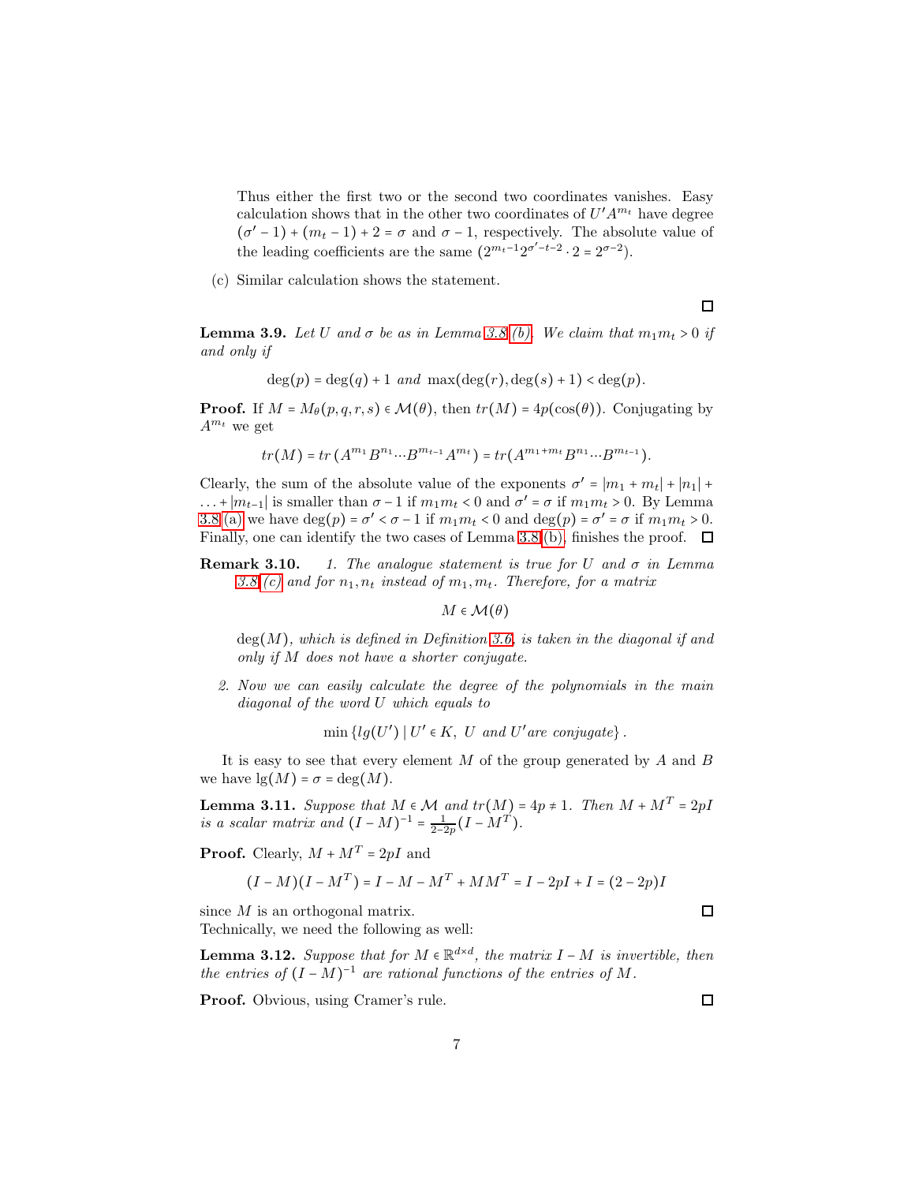Thus either the first two or the second two coordinates vanishes. Easy calculation shows that in the other two coordinates of $U'A^{m_t}$ have degree $(\sigma'-1)+(m_t-1)+2=\sigma$ and $\sigma-1$, respectively. The absolute value of the leading coefficients are the same $(2^{m_t-1}2^{\sigma'-t-2}\cdot 2 = 2^{\sigma-2})$.

(c) Similar calculation shows the statement.

□

**Lemma 3.9.** *Let $U$ and $\sigma$ be as in Lemma 3.8 (b). We claim that $m_1 m_t > 0$ if and only if*

$$\deg(p) = \deg(q)+1 \ \textit{and} \ \max(\deg(r), \deg(s)+1) < \deg(p).$$

**Proof.** If $M = M_\theta(p,q,r,s) \in \mathcal{M}(\theta)$, then $tr(M) = 4p(\cos(\theta))$. Conjugating by $A^{m_t}$ we get

$$tr(M) = tr\left(A^{m_1}B^{n_1}\cdots B^{m_{t-1}}A^{m_t}\right) = tr(A^{m_1+m_t}B^{n_1}\cdots B^{m_{t-1}}).$$

Clearly, the sum of the absolute value of the exponents $\sigma' = |m_1+m_t| + |n_1| + \ldots + |m_{t-1}|$ is smaller than $\sigma - 1$ if $m_1 m_t < 0$ and $\sigma' = \sigma$ if $m_1 m_t > 0$. By Lemma 3.8 (a) we have $\deg(p) = \sigma' < \sigma - 1$ if $m_1 m_t < 0$ and $\deg(p) = \sigma' = \sigma$ if $m_1 m_t > 0$. Finally, one can identify the two cases of Lemma 3.8 (b), finishes the proof. □

**Remark 3.10.** *1. The analogue statement is true for $U$ and $\sigma$ in Lemma 3.8 (c) and for $n_1, n_t$ instead of $m_1, m_t$. Therefore, for a matrix*

$$M \in \mathcal{M}(\theta)$$

*$\deg(M)$, which is defined in Definition 3.6, is taken in the diagonal if and only if $M$ does not have a shorter conjugate.*

*2. Now we can easily calculate the degree of the polynomials in the main diagonal of the word $U$ which equals to*

$$\min\{lg(U') \mid U' \in K, \ U \ \textit{and} \ U' \textit{are conjugate}\}.$$

It is easy to see that every element $M$ of the group generated by $A$ and $B$ we have $\mathrm{lg}(M) = \sigma = \deg(M)$.

**Lemma 3.11.** *Suppose that $M \in \mathcal{M}$ and $tr(M) = 4p \neq 1$. Then $M + M^T = 2pI$ is a scalar matrix and $(I-M)^{-1} = \frac{1}{2-2p}(I - M^T)$.*

**Proof.** Clearly, $M + M^T = 2pI$ and

$$(I-M)(I-M^T) = I - M - M^T + MM^T = I - 2pI + I = (2-2p)I$$

since $M$ is an orthogonal matrix. □

Technically, we need the following as well:

**Lemma 3.12.** *Suppose that for $M \in \mathbb{R}^{d\times d}$, the matrix $I - M$ is invertible, then the entries of $(I-M)^{-1}$ are rational functions of the entries of $M$.*

**Proof.** Obvious, using Cramer's rule. □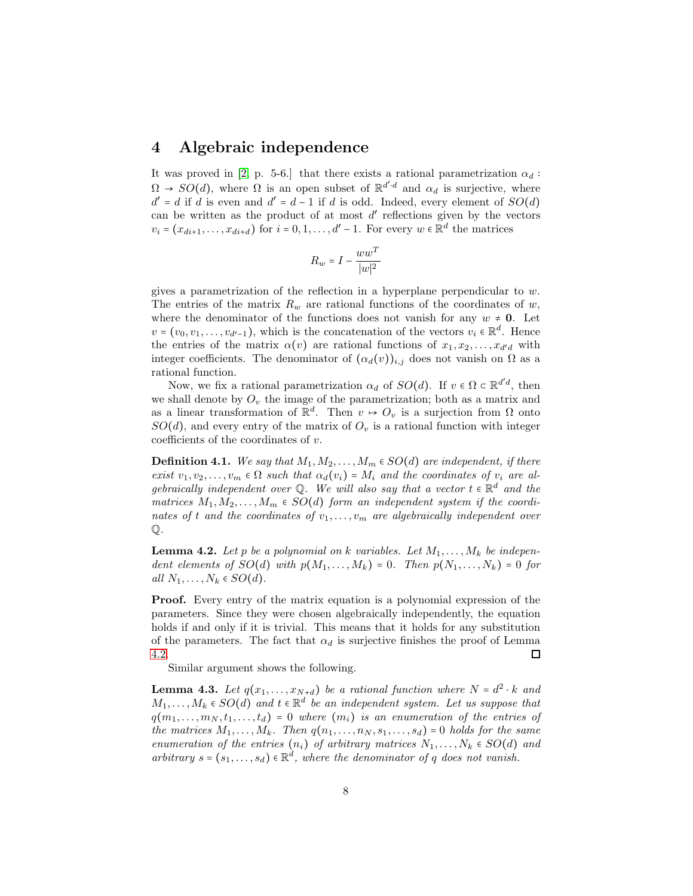## 4 Algebraic independence

It was proved in [2, p. 5-6.] that there exists a rational parametrization $\alpha_d : \Omega \to SO(d)$, where $\Omega$ is an open subset of $\mathbb{R}^{d' \cdot d}$ and $\alpha_d$ is surjective, where $d' = d$ if $d$ is even and $d' = d - 1$ if $d$ is odd. Indeed, every element of $SO(d)$ can be written as the product of at most $d'$ reflections given by the vectors $v_i = (x_{di+1}, \ldots, x_{di+d})$ for $i = 0, 1, \ldots, d' - 1$. For every $w \in \mathbb{R}^d$ the matrices

$$R_w = I - \frac{ww^T}{|w|^2}$$

gives a parametrization of the reflection in a hyperplane perpendicular to $w$. The entries of the matrix $R_w$ are rational functions of the coordinates of $w$, where the denominator of the functions does not vanish for any $w \neq \mathbf{0}$. Let $v = (v_0, v_1, \ldots, v_{d'-1})$, which is the concatenation of the vectors $v_i \in \mathbb{R}^d$. Hence the entries of the matrix $\alpha(v)$ are rational functions of $x_1, x_2, \ldots, x_{d'd}$ with integer coefficients. The denominator of $(\alpha_d(v))_{i,j}$ does not vanish on $\Omega$ as a rational function.

Now, we fix a rational parametrization $\alpha_d$ of $SO(d)$. If $v \in \Omega \subset \mathbb{R}^{d'd}$, then we shall denote by $O_v$ the image of the parametrization; both as a matrix and as a linear transformation of $\mathbb{R}^d$. Then $v \mapsto O_v$ is a surjection from $\Omega$ onto $SO(d)$, and every entry of the matrix of $O_v$ is a rational function with integer coefficients of the coordinates of $v$.

**Definition 4.1.** *We say that $M_1, M_2, \ldots, M_m \in SO(d)$ are independent, if there exist $v_1, v_2, \ldots, v_m \in \Omega$ such that $\alpha_d(v_i) = M_i$ and the coordinates of $v_i$ are algebraically independent over $\mathbb{Q}$. We will also say that a vector $t \in \mathbb{R}^d$ and the matrices $M_1, M_2, \ldots, M_m \in SO(d)$ form an independent system if the coordinates of $t$ and the coordinates of $v_1, \ldots, v_m$ are algebraically independent over $\mathbb{Q}$.*

**Lemma 4.2.** *Let $p$ be a polynomial on $k$ variables. Let $M_1, \ldots, M_k$ be independent elements of $SO(d)$ with $p(M_1, \ldots, M_k) = 0$. Then $p(N_1, \ldots, N_k) = 0$ for all $N_1, \ldots, N_k \in SO(d)$.*

**Proof.** Every entry of the matrix equation is a polynomial expression of the parameters. Since they were chosen algebraically independently, the equation holds if and only if it is trivial. This means that it holds for any substitution of the parameters. The fact that $\alpha_d$ is surjective finishes the proof of Lemma 4.2. □

Similar argument shows the following.

**Lemma 4.3.** *Let $q(x_1, \ldots, x_{N+d})$ be a rational function where $N = d^2 \cdot k$ and $M_1, \ldots, M_k \in SO(d)$ and $t \in \mathbb{R}^d$ be an independent system. Let us suppose that $q(m_1, \ldots, m_N, t_1, \ldots, t_d) = 0$ where $(m_i)$ is an enumeration of the entries of the matrices $M_1, \ldots, M_k$. Then $q(n_1, \ldots, n_N, s_1, \ldots, s_d) = 0$ holds for the same enumeration of the entries $(n_i)$ of arbitrary matrices $N_1, \ldots, N_k \in SO(d)$ and arbitrary $s = (s_1, \ldots, s_d) \in \mathbb{R}^d$, where the denominator of $q$ does not vanish.*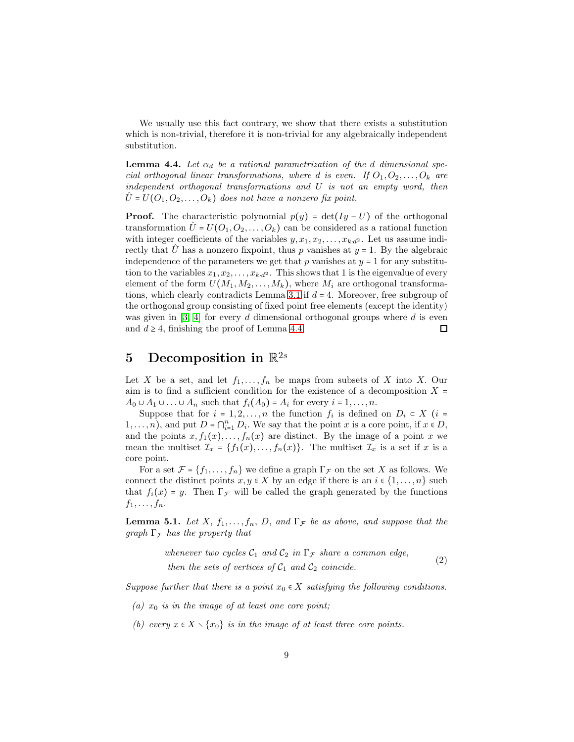We usually use this fact contrary, we show that there exists a substitution which is non-trivial, therefore it is non-trivial for any algebraically independent substitution.

**Lemma 4.4.** *Let $\alpha_d$ be a rational parametrization of the $d$ dimensional special orthogonal linear transformations, where $d$ is even. If $O_1, O_2, \dots, O_k$ are independent orthogonal transformations and $U$ is not an empty word, then $\hat{U} = U(O_1, O_2, \dots, O_k)$ does not have a nonzero fix point.*

**Proof.** The characteristic polynomial $p(y) = \det(Iy - U)$ of the orthogonal transformation $\hat{U} = U(O_1, O_2, \dots, O_k)$ can be considered as a rational function with integer coefficients of the variables $y, x_1, x_2, \dots, x_{k \cdot d^2}$. Let us assume indirectly that $\hat{U}$ has a nonzero fixpoint, thus $p$ vanishes at $y = 1$. By the algebraic independence of the parameters we get that $p$ vanishes at $y = 1$ for any substitution to the variables $x_1, x_2, \dots, x_{k \cdot d^2}$. This shows that 1 is the eigenvalue of every element of the form $U(M_1, M_2, \dots, M_k)$, where $M_i$ are orthogonal transformations, which clearly contradicts Lemma 3.1 if $d = 4$. Moreover, free subgroup of the orthogonal group consisting of fixed point free elements (except the identity) was given in [3, 4] for every $d$ dimensional orthogonal groups where $d$ is even and $d \geq 4$, finishing the proof of Lemma 4.4. ☐

# 5 Decomposition in $\mathbb{R}^{2s}$

Let $X$ be a set, and let $f_1, \dots, f_n$ be maps from subsets of $X$ into $X$. Our aim is to find a sufficient condition for the existence of a decomposition $X = A_0 \cup A_1 \cup \dots \cup A_n$ such that $f_i(A_0) = A_i$ for every $i = 1, \dots, n$.

Suppose that for $i = 1, 2, \dots, n$ the function $f_i$ is defined on $D_i \subset X$ ($i = 1, \dots, n$), and put $D = \bigcap_{i=1}^{n} D_i$. We say that the point $x$ is a core point, if $x \in D$, and the points $x, f_1(x), \dots, f_n(x)$ are distinct. By the image of a point $x$ we mean the multiset $\mathcal{I}_x = \{f_1(x), \dots, f_n(x)\}$. The multiset $\mathcal{I}_x$ is a set if $x$ is a core point.

For a set $\mathcal{F} = \{f_1, \dots, f_n\}$ we define a graph $\Gamma_{\mathcal{F}}$ on the set $X$ as follows. We connect the distinct points $x, y \in X$ by an edge if there is an $i \in \{1, \dots, n\}$ such that $f_i(x) = y$. Then $\Gamma_{\mathcal{F}}$ will be called the graph generated by the functions $f_1, \dots, f_n$.

**Lemma 5.1.** *Let $X$, $f_1, \dots, f_n$, $D$, and $\Gamma_{\mathcal{F}}$ be as above, and suppose that the graph $\Gamma_{\mathcal{F}}$ has the property that*

$$\begin{array}{l}\textit{whenever two cycles } \mathcal{C}_1 \textit{ and } \mathcal{C}_2 \textit{ in } \Gamma_{\mathcal{F}} \textit{ share a common edge,} \\ \textit{then the sets of vertices of } \mathcal{C}_1 \textit{ and } \mathcal{C}_2 \textit{ coincide.}\end{array} \tag{2}$$

*Suppose further that there is a point $x_0 \in X$ satisfying the following conditions.*

*(a) $x_0$ is in the image of at least one core point;*

*(b) every $x \in X \setminus \{x_0\}$ is in the image of at least three core points.*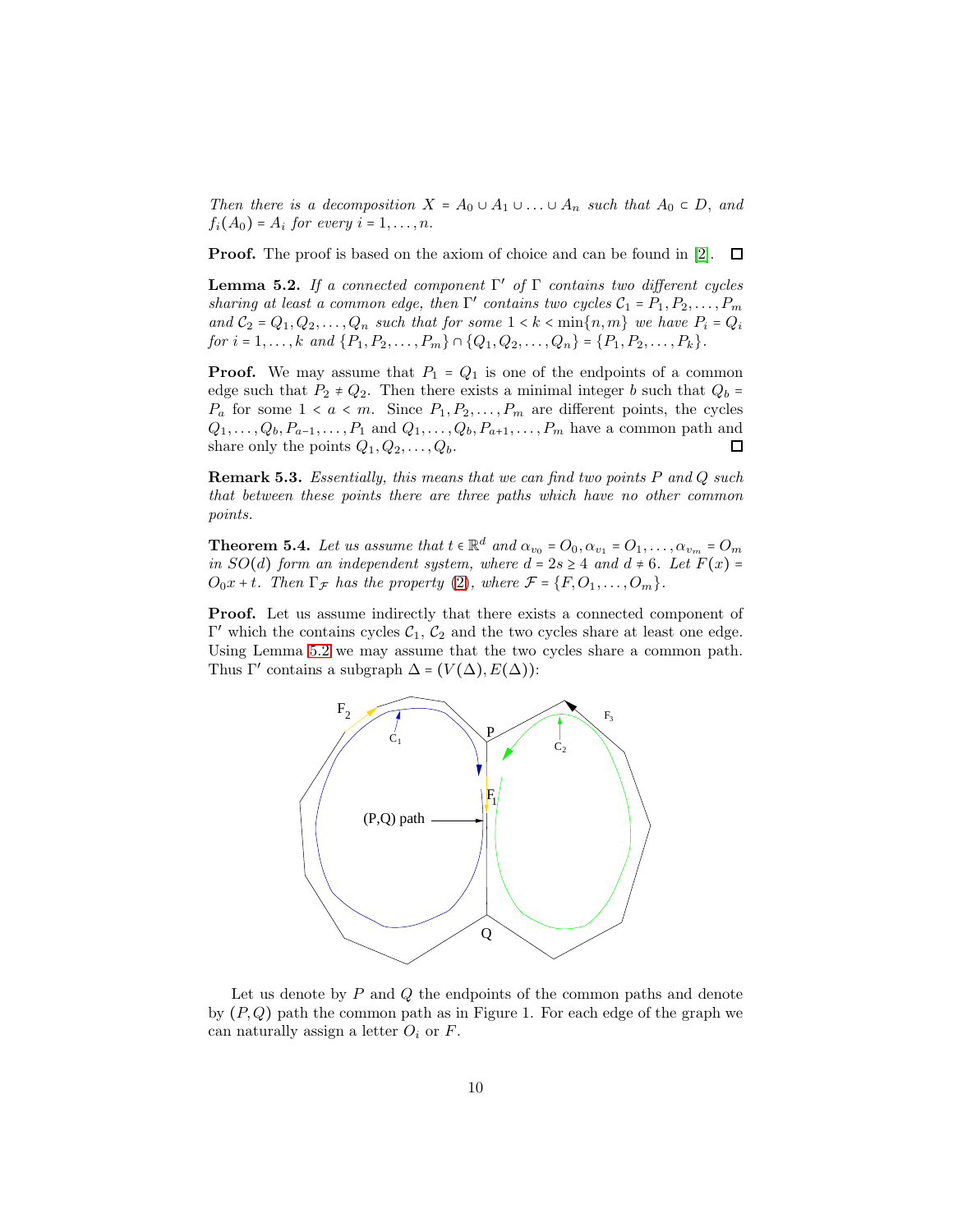*Then there is a decomposition $X = A_0 \cup A_1 \cup \ldots \cup A_n$ such that $A_0 \subset D$, and $f_i(A_0) = A_i$ for every $i = 1, \ldots, n$.*

**Proof.** The proof is based on the axiom of choice and can be found in [2]. ☐

**Lemma 5.2.** *If a connected component $\Gamma'$ of $\Gamma$ contains two different cycles sharing at least a common edge, then $\Gamma'$ contains two cycles $\mathcal{C}_1 = P_1, P_2, \ldots, P_m$ and $\mathcal{C}_2 = Q_1, Q_2, \ldots, Q_n$ such that for some $1 < k < \min\{n, m\}$ we have $P_i = Q_i$ for $i = 1, \ldots, k$ and $\{P_1, P_2, \ldots, P_m\} \cap \{Q_1, Q_2, \ldots, Q_n\} = \{P_1, P_2, \ldots, P_k\}$.*

**Proof.** We may assume that $P_1 = Q_1$ is one of the endpoints of a common edge such that $P_2 \neq Q_2$. Then there exists a minimal integer $b$ such that $Q_b = P_a$ for some $1 < a < m$. Since $P_1, P_2, \ldots, P_m$ are different points, the cycles $Q_1, \ldots, Q_b, P_{a-1}, \ldots, P_1$ and $Q_1, \ldots, Q_b, P_{a+1}, \ldots, P_m$ have a common path and share only the points $Q_1, Q_2, \ldots, Q_b$. ☐

**Remark 5.3.** *Essentially, this means that we can find two points $P$ and $Q$ such that between these points there are three paths which have no other common points.*

**Theorem 5.4.** *Let us assume that $t \in \mathbb{R}^d$ and $\alpha_{v_0} = O_0, \alpha_{v_1} = O_1, \ldots, \alpha_{v_m} = O_m$ in $SO(d)$ form an independent system, where $d = 2s \geq 4$ and $d \neq 6$. Let $F(x) = O_0 x + t$. Then $\Gamma_{\mathcal{F}}$ has the property (2), where $\mathcal{F} = \{F, O_1, \ldots, O_m\}$.*

**Proof.** Let us assume indirectly that there exists a connected component of $\Gamma'$ which the contains cycles $\mathcal{C}_1$, $\mathcal{C}_2$ and the two cycles share at least one edge. Using Lemma 5.2 we may assume that the two cycles share a common path. Thus $\Gamma'$ contains a subgraph $\Delta = (V(\Delta), E(\Delta))$:

Let us denote by $P$ and $Q$ the endpoints of the common paths and denote by $(P, Q)$ path the common path as in Figure 1. For each edge of the graph we can naturally assign a letter $O_i$ or $F$.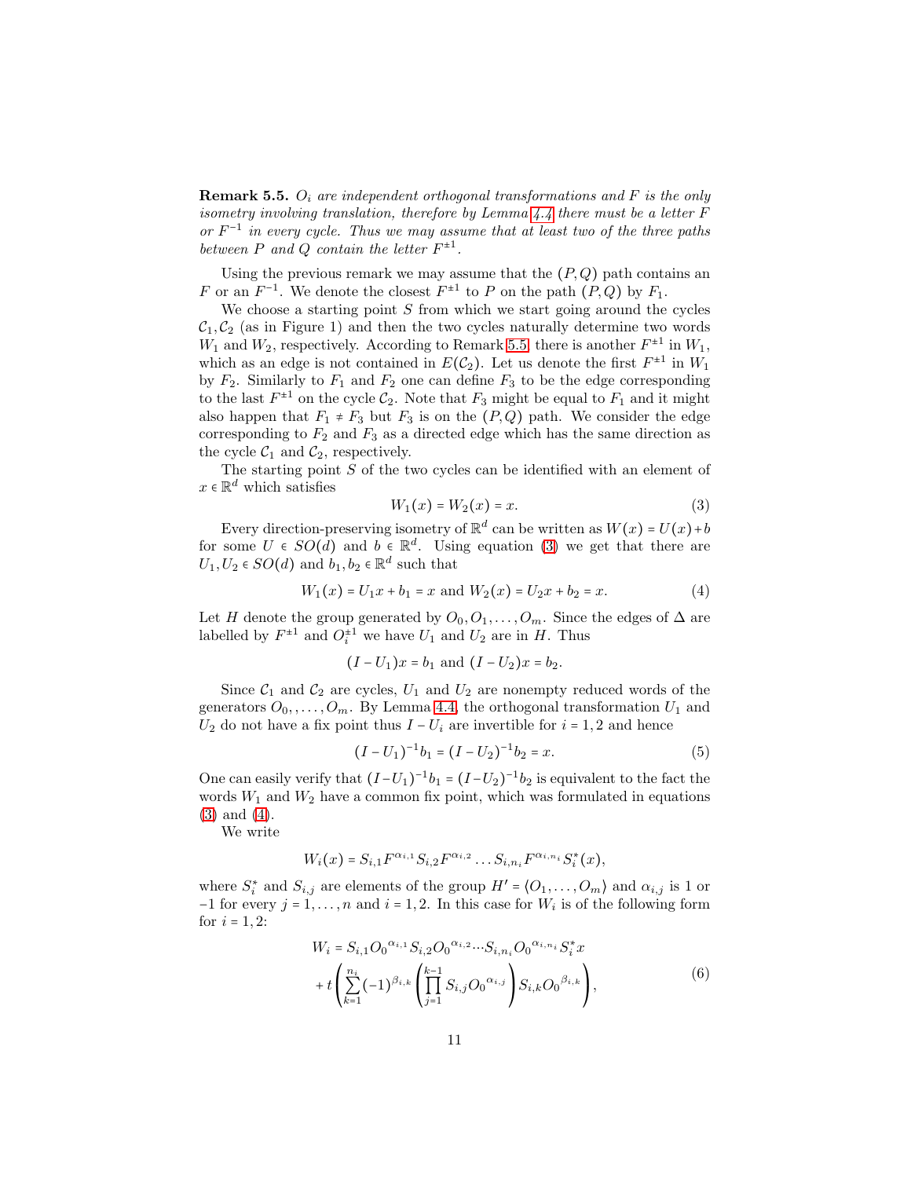**Remark 5.5.** *$O_i$ are independent orthogonal transformations and $F$ is the only isometry involving translation, therefore by Lemma 4.4 there must be a letter $F$ or $F^{-1}$ in every cycle. Thus we may assume that at least two of the three paths between $P$ and $Q$ contain the letter $F^{\pm 1}$.*

Using the previous remark we may assume that the $(P,Q)$ path contains an $F$ or an $F^{-1}$. We denote the closest $F^{\pm 1}$ to $P$ on the path $(P,Q)$ by $F_1$.

We choose a starting point $S$ from which we start going around the cycles $\mathcal{C}_1, \mathcal{C}_2$ (as in Figure 1) and then the two cycles naturally determine two words $W_1$ and $W_2$, respectively. According to Remark 5.5 there is another $F^{\pm 1}$ in $W_1$, which as an edge is not contained in $E(\mathcal{C}_2)$. Let us denote the first $F^{\pm 1}$ in $W_1$ by $F_2$. Similarly to $F_1$ and $F_2$ one can define $F_3$ to be the edge corresponding to the last $F^{\pm 1}$ on the cycle $\mathcal{C}_2$. Note that $F_3$ might be equal to $F_1$ and it might also happen that $F_1 \neq F_3$ but $F_3$ is on the $(P,Q)$ path. We consider the edge corresponding to $F_2$ and $F_3$ as a directed edge which has the same direction as the cycle $\mathcal{C}_1$ and $\mathcal{C}_2$, respectively.

The starting point $S$ of the two cycles can be identified with an element of $x \in \mathbb{R}^d$ which satisfies

$$W_1(x) = W_2(x) = x. \tag{3}$$

Every direction-preserving isometry of $\mathbb{R}^d$ can be written as $W(x) = U(x) + b$ for some $U \in SO(d)$ and $b \in \mathbb{R}^d$. Using equation (3) we get that there are $U_1, U_2 \in SO(d)$ and $b_1, b_2 \in \mathbb{R}^d$ such that

$$W_1(x) = U_1 x + b_1 = x \text{ and } W_2(x) = U_2 x + b_2 = x. \tag{4}$$

Let $H$ denote the group generated by $O_0, O_1, \ldots, O_m$. Since the edges of $\Delta$ are labelled by $F^{\pm 1}$ and $O_i^{\pm 1}$ we have $U_1$ and $U_2$ are in $H$. Thus

$$(I - U_1)x = b_1 \text{ and } (I - U_2)x = b_2.$$

Since $\mathcal{C}_1$ and $\mathcal{C}_2$ are cycles, $U_1$ and $U_2$ are nonempty reduced words of the generators $O_0, \ldots, O_m$. By Lemma 4.4, the orthogonal transformation $U_1$ and $U_2$ do not have a fix point thus $I - U_i$ are invertible for $i = 1, 2$ and hence

$$(I - U_1)^{-1} b_1 = (I - U_2)^{-1} b_2 = x. \tag{5}$$

One can easily verify that $(I - U_1)^{-1} b_1 = (I - U_2)^{-1} b_2$ is equivalent to the fact the words $W_1$ and $W_2$ have a common fix point, which was formulated in equations (3) and (4).

We write

$$W_i(x) = S_{i,1} F^{\alpha_{i,1}} S_{i,2} F^{\alpha_{i,2}} \ldots S_{i,n_i} F^{\alpha_{i,n_i}} S_i^*(x),$$

where $S_i^*$ and $S_{i,j}$ are elements of the group $H' = \langle O_1, \ldots, O_m \rangle$ and $\alpha_{i,j}$ is 1 or $-1$ for every $j = 1, \ldots, n$ and $i = 1, 2$. In this case for $W_i$ is of the following form for $i = 1, 2$:

$$\begin{aligned} W_i &= S_{i,1} {O_0}^{\alpha_{i,1}} S_{i,2} {O_0}^{\alpha_{i,2}} \cdots S_{i,n_i} {O_0}^{\alpha_{i,n_i}} S_i^* x \\ &+ t \left( \sum_{k=1}^{n_i} (-1)^{\beta_{i,k}} \left( \prod_{j=1}^{k-1} S_{i,j} {O_0}^{\alpha_{i,j}} \right) S_{i,k} {O_0}^{\beta_{i,k}} \right), \end{aligned} \tag{6}$$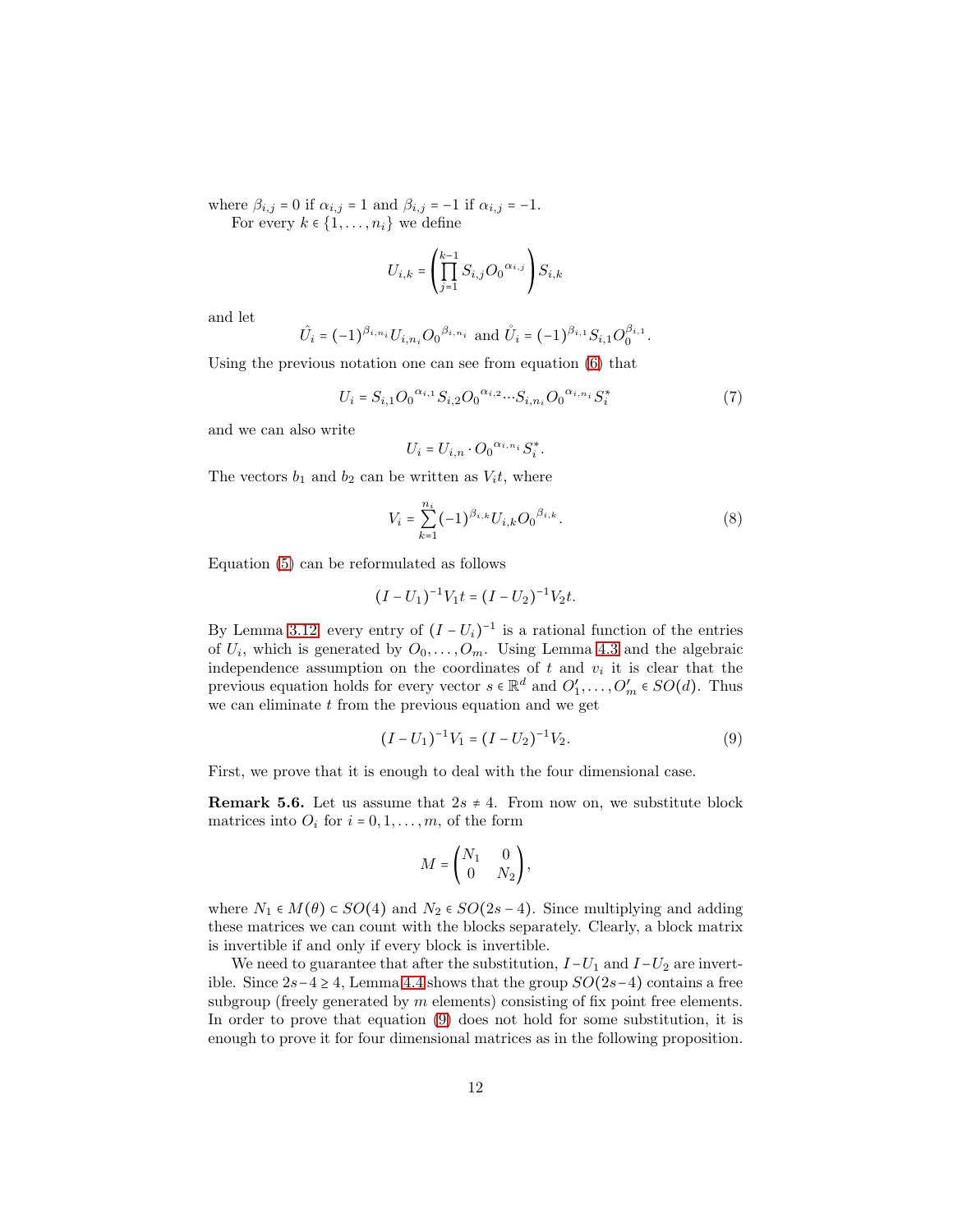where $\beta_{i,j} = 0$ if $\alpha_{i,j} = 1$ and $\beta_{i,j} = -1$ if $\alpha_{i,j} = -1$.

For every $k \in \{1, \dots, n_i\}$ we define

$$U_{i,k} = \left( \prod_{j=1}^{k-1} S_{i,j} O_0{}^{\alpha_{i,j}} \right) S_{i,k}$$

and let

$$\hat{U}_i = (-1)^{\beta_{i,n_i}} U_{i,n_i} O_0{}^{\beta_{i,n_i}} \text{ and } \mathring{U}_i = (-1)^{\beta_{i,1}} S_{i,1} O_0^{\beta_{i,1}}.$$

Using the previous notation one can see from equation (6) that

$$U_i = S_{i,1} O_0{}^{\alpha_{i,1}} S_{i,2} O_0{}^{\alpha_{i,2}} \cdots S_{i,n_i} O_0{}^{\alpha_{i,n_i}} S_i^\star \tag{7}$$

and we can also write

$$U_i = U_{i,n} \cdot O_0{}^{\alpha_{i,n_i}} S_i^\star.$$

The vectors $b_1$ and $b_2$ can be written as $V_i t$, where

$$V_i = \sum_{k=1}^{n_i} (-1)^{\beta_{i,k}} U_{i,k} O_0{}^{\beta_{i,k}}. \tag{8}$$

Equation (5) can be reformulated as follows

$$(I - U_1)^{-1} V_1 t = (I - U_2)^{-1} V_2 t.$$

By Lemma 3.12 every entry of $(I - U_i)^{-1}$ is a rational function of the entries of $U_i$, which is generated by $O_0, \dots, O_m$. Using Lemma 4.3 and the algebraic independence assumption on the coordinates of $t$ and $v_i$ it is clear that the previous equation holds for every vector $s \in \mathbb{R}^d$ and $O_1', \dots, O_m' \in SO(d)$. Thus we can eliminate $t$ from the previous equation and we get

$$(I - U_1)^{-1} V_1 = (I - U_2)^{-1} V_2. \tag{9}$$

First, we prove that it is enough to deal with the four dimensional case.

**Remark 5.6.** Let us assume that $2s \neq 4$. From now on, we substitute block matrices into $O_i$ for $i = 0, 1, \dots, m$, of the form

$$M = \begin{pmatrix} N_1 & 0 \\ 0 & N_2 \end{pmatrix},$$

where $N_1 \in M(\theta) \subset SO(4)$ and $N_2 \in SO(2s - 4)$. Since multiplying and adding these matrices we can count with the blocks separately. Clearly, a block matrix is invertible if and only if every block is invertible.

We need to guarantee that after the substitution, $I - U_1$ and $I - U_2$ are invertible. Since $2s - 4 \geq 4$, Lemma 4.4 shows that the group $SO(2s-4)$ contains a free subgroup (freely generated by $m$ elements) consisting of fix point free elements. In order to prove that equation (9) does not hold for some substitution, it is enough to prove it for four dimensional matrices as in the following proposition.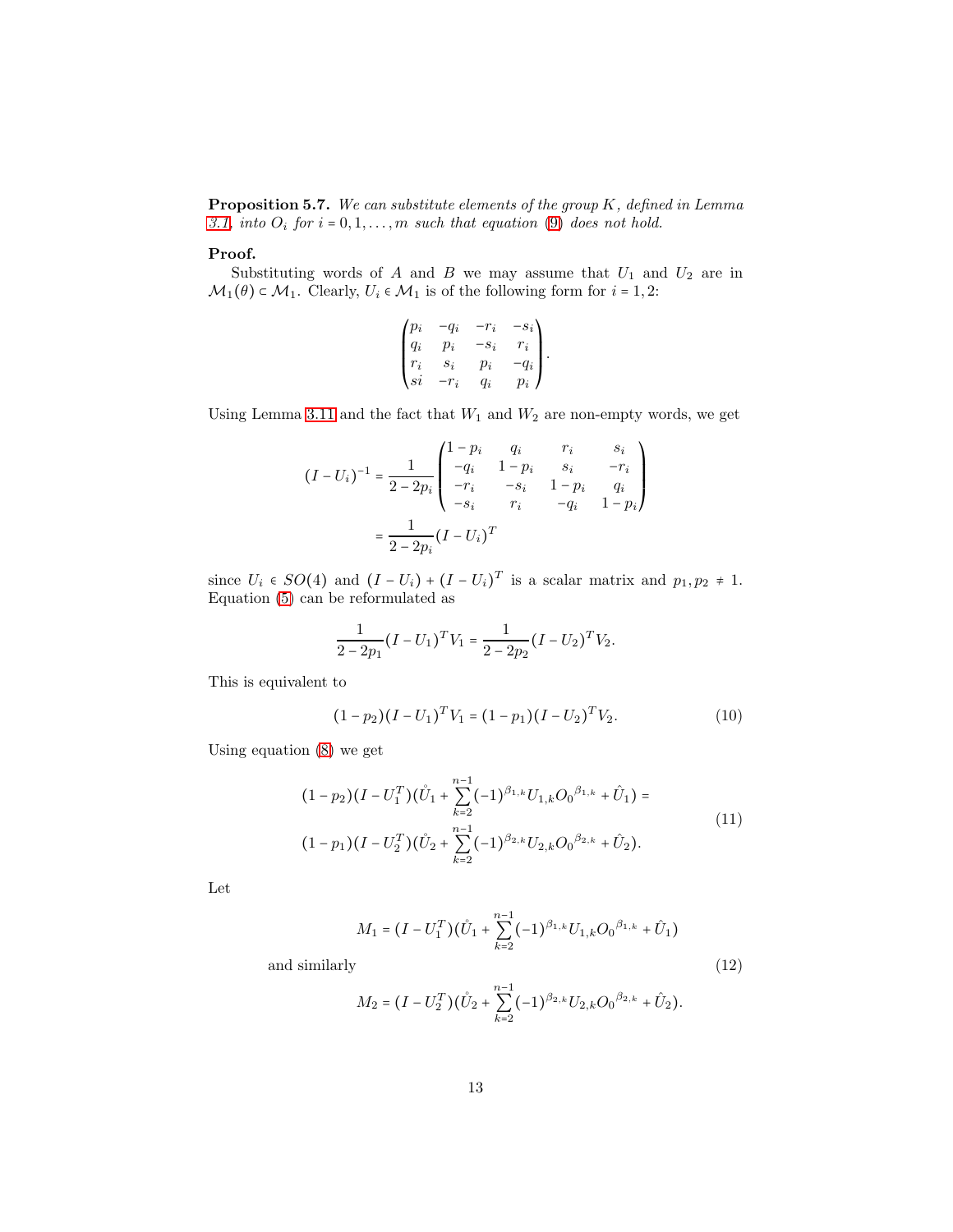**Proposition 5.7.** *We can substitute elements of the group $K$, defined in Lemma 3.1, into $O_i$ for $i = 0, 1, \ldots, m$ such that equation (9) does not hold.*

**Proof.**

Substituting words of $A$ and $B$ we may assume that $U_1$ and $U_2$ are in $\mathcal{M}_1(\theta) \subset \mathcal{M}_1$. Clearly, $U_i \in \mathcal{M}_1$ is of the following form for $i = 1, 2$:

$$\begin{pmatrix} p_i & -q_i & -r_i & -s_i \\ q_i & p_i & -s_i & r_i \\ r_i & s_i & p_i & -q_i \\ si & -r_i & q_i & p_i \end{pmatrix}.$$

Using Lemma 3.11 and the fact that $W_1$ and $W_2$ are non-empty words, we get

$$\begin{aligned} (I - U_i)^{-1} &= \frac{1}{2 - 2p_i} \begin{pmatrix} 1 - p_i & q_i & r_i & s_i \\ -q_i & 1 - p_i & s_i & -r_i \\ -r_i & -s_i & 1 - p_i & q_i \\ -s_i & r_i & -q_i & 1 - p_i \end{pmatrix} \\ &= \frac{1}{2 - 2p_i} (I - U_i)^T \end{aligned}$$

since $U_i \in SO(4)$ and $(I - U_i) + (I - U_i)^T$ is a scalar matrix and $p_1, p_2 \neq 1$. Equation (5) can be reformulated as

$$\frac{1}{2 - 2p_1} (I - U_1)^T V_1 = \frac{1}{2 - 2p_2} (I - U_2)^T V_2.$$

This is equivalent to

$$(1 - p_2)(I - U_1)^T V_1 = (1 - p_1)(I - U_2)^T V_2. \tag{10}$$

Using equation (8) we get

$$\begin{aligned} &(1 - p_2)(I - U_1^T)(\mathring{U}_1 + \sum_{k=2}^{n-1} (-1)^{\beta_{1,k}} U_{1,k} {O_0}^{\beta_{1,k}} + \hat{U}_1) = \\ &(1 - p_1)(I - U_2^T)(\mathring{U}_2 + \sum_{k=2}^{n-1} (-1)^{\beta_{2,k}} U_{2,k} {O_0}^{\beta_{2,k}} + \hat{U}_2). \end{aligned} \tag{11}$$

Let

$$M_1 = (I - U_1^T)(\mathring{U}_1 + \sum_{k=2}^{n-1} (-1)^{\beta_{1,k}} U_{1,k} {O_0}^{\beta_{1,k}} + \hat{U}_1)$$

and similarly (12)

$$M_2 = (I - U_2^T)(\mathring{U}_2 + \sum_{k=2}^{n-1} (-1)^{\beta_{2,k}} U_{2,k} {O_0}^{\beta_{2,k}} + \hat{U}_2).$$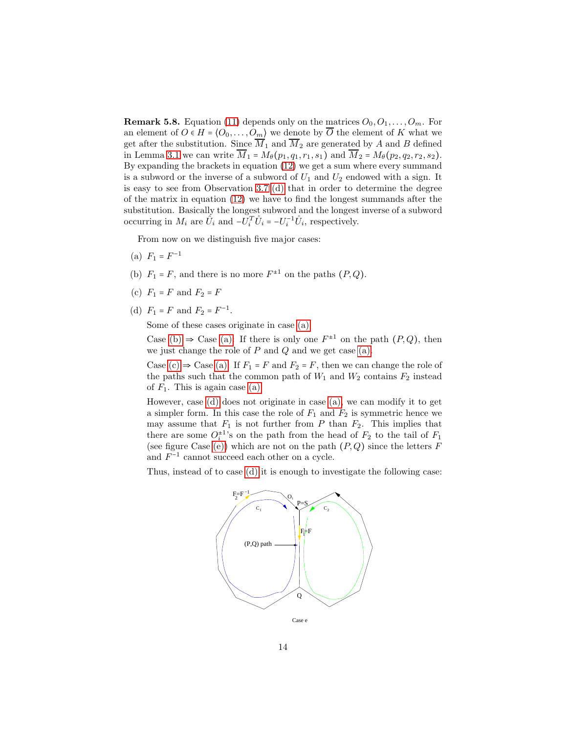**Remark 5.8.** Equation (11) depends only on the matrices $O_0, O_1, \ldots, O_m$. For an element of $O \in H = \langle O_0, \ldots, O_m \rangle$ we denote by $\overline{O}$ the element of $K$ what we get after the substitution. Since $\overline{M}_1$ and $\overline{M}_2$ are generated by $A$ and $B$ defined in Lemma 3.1 we can write $\overline{M}_1 = M_\theta(p_1, q_1, r_1, s_1)$ and $\overline{M}_2 = M_\theta(p_2, q_2, r_2, s_2)$. By expanding the brackets in equation (12) we get a sum where every summand is a subword or the inverse of a subword of $U_1$ and $U_2$ endowed with a sign. It is easy to see from Observation 3.7 (d) that in order to determine the degree of the matrix in equation (12) we have to find the longest summands after the substitution. Basically the longest subword and the longest inverse of a subword occurring in $M_i$ are $\mathring{U}_i$ and $-U_i^T \mathring{U}_i = -U_i^{-1}\mathring{U}_i$, respectively.

From now on we distinguish five major cases:

(a) $F_1 = F^{-1}$

(b) $F_1 = F$, and there is no more $F^{\pm 1}$ on the paths $(P, Q)$.

(c) $F_1 = F$ and $F_2 = F$

(d) $F_1 = F$ and $F_2 = F^{-1}$.

Some of these cases originate in case (a).

Case (b) ⇒ Case (a). If there is only one $F^{\pm 1}$ on the path $(P, Q)$, then we just change the role of $P$ and $Q$ and we get case (a).

Case (c) ⇒ Case (a). If $F_1 = F$ and $F_2 = F$, then we can change the role of the paths such that the common path of $W_1$ and $W_2$ contains $F_2$ instead of $F_1$. This is again case (a).

However, case (d) does not originate in case (a), we can modify it to get a simpler form. In this case the role of $F_1$ and $F_2$ is symmetric hence we may assume that $F_1$ is not further from $P$ than $F_2$. This implies that there are some $O_i^{\pm 1}$'s on the path from the head of $F_2$ to the tail of $F_1$ (see figure Case (e)) which are not on the path $(P, Q)$ since the letters $F$ and $F^{-1}$ cannot succeed each other on a cycle.

Thus, instead of to case (d) it is enough to investigate the following case:

Case e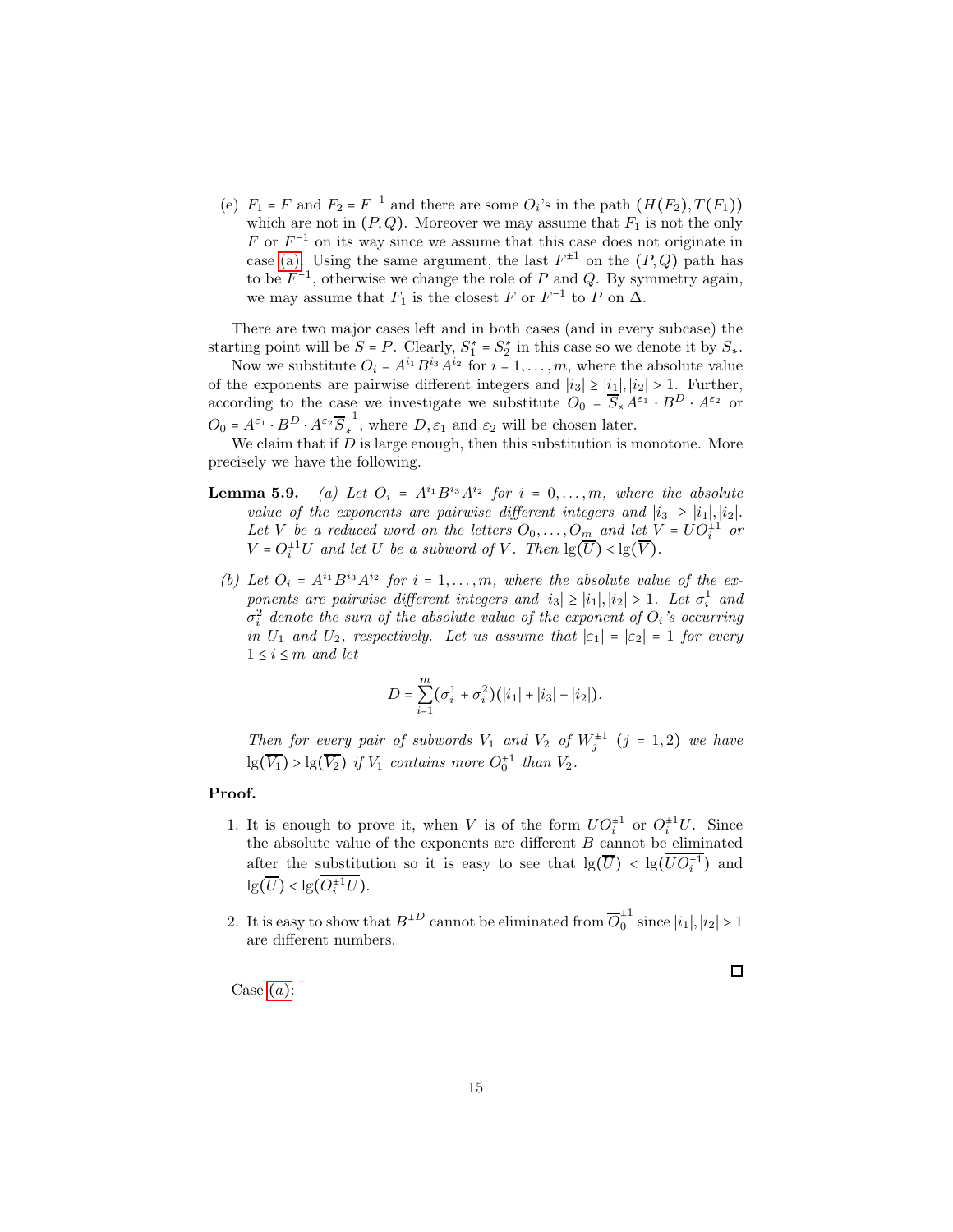(e) $F_1 = F$ and $F_2 = F^{-1}$ and there are some $O_i$'s in the path $(H(F_2), T(F_1))$ which are not in $(P, Q)$. Moreover we may assume that $F_1$ is not the only $F$ or $F^{-1}$ on its way since we assume that this case does not originate in case (a). Using the same argument, the last $F^{\pm 1}$ on the $(P, Q)$ path has to be $F^{-1}$, otherwise we change the role of $P$ and $Q$. By symmetry again, we may assume that $F_1$ is the closest $F$ or $F^{-1}$ to $P$ on $\Delta$.

There are two major cases left and in both cases (and in every subcase) the starting point will be $S = P$. Clearly, $S_1^* = S_2^*$ in this case so we denote it by $S_*$.

Now we substitute $O_i = A^{i_1} B^{i_3} A^{i_2}$ for $i = 1, \ldots, m$, where the absolute value of the exponents are pairwise different integers and $|i_3| \geq |i_1|, |i_2| > 1$. Further, according to the case we investigate we substitute $O_0 = \overline{S}_* A^{\varepsilon_1} \cdot B^D \cdot A^{\varepsilon_2}$ or $O_0 = A^{\varepsilon_1} \cdot B^D \cdot A^{\varepsilon_2} \overline{S}_*^{-1}$, where $D, \varepsilon_1$ and $\varepsilon_2$ will be chosen later.

We claim that if $D$ is large enough, then this substitution is monotone. More precisely we have the following.

**Lemma 5.9.** *(a) Let $O_i = A^{i_1} B^{i_3} A^{i_2}$ for $i = 0, \ldots, m$, where the absolute value of the exponents are pairwise different integers and $|i_3| \geq |i_1|, |i_2|$. Let $V$ be a reduced word on the letters $O_0, \ldots, O_m$ and let $V = UO_i^{\pm 1}$ or $V = O_i^{\pm 1} U$ and let $U$ be a subword of $V$. Then $\lg(\overline{U}) < \lg(\overline{V})$.*

*(b) Let $O_i = A^{i_1} B^{i_3} A^{i_2}$ for $i = 1, \ldots, m$, where the absolute value of the exponents are pairwise different integers and $|i_3| \geq |i_1|, |i_2| > 1$. Let $\sigma_i^1$ and $\sigma_i^2$ denote the sum of the absolute value of the exponent of $O_i$'s occurring in $U_1$ and $U_2$, respectively. Let us assume that $|\varepsilon_1| = |\varepsilon_2| = 1$ for every $1 \leq i \leq m$ and let*

$$D = \sum_{i=1}^{m} (\sigma_i^1 + \sigma_i^2)(|i_1| + |i_3| + |i_2|).$$

*Then for every pair of subwords $V_1$ and $V_2$ of $W_j^{\pm 1}$ $(j = 1, 2)$ we have $\lg(\overline{V_1}) > \lg(\overline{V_2})$ if $V_1$ contains more $O_0^{\pm 1}$ than $V_2$.*

**Proof.**

1. It is enough to prove it, when $V$ is of the form $UO_i^{\pm 1}$ or $O_i^{\pm 1} U$. Since the absolute value of the exponents are different $B$ cannot be eliminated after the substitution so it is easy to see that $\lg(\overline{U}) < \lg(\overline{UO_i^{\pm 1}})$ and $\lg(\overline{U}) < \lg(\overline{O_i^{\pm 1} U})$.

2. It is easy to show that $B^{\pm D}$ cannot be eliminated from $\overline{O}_0^{\pm 1}$ since $|i_1|, |i_2| > 1$ are different numbers.

∎

Case $(a)$: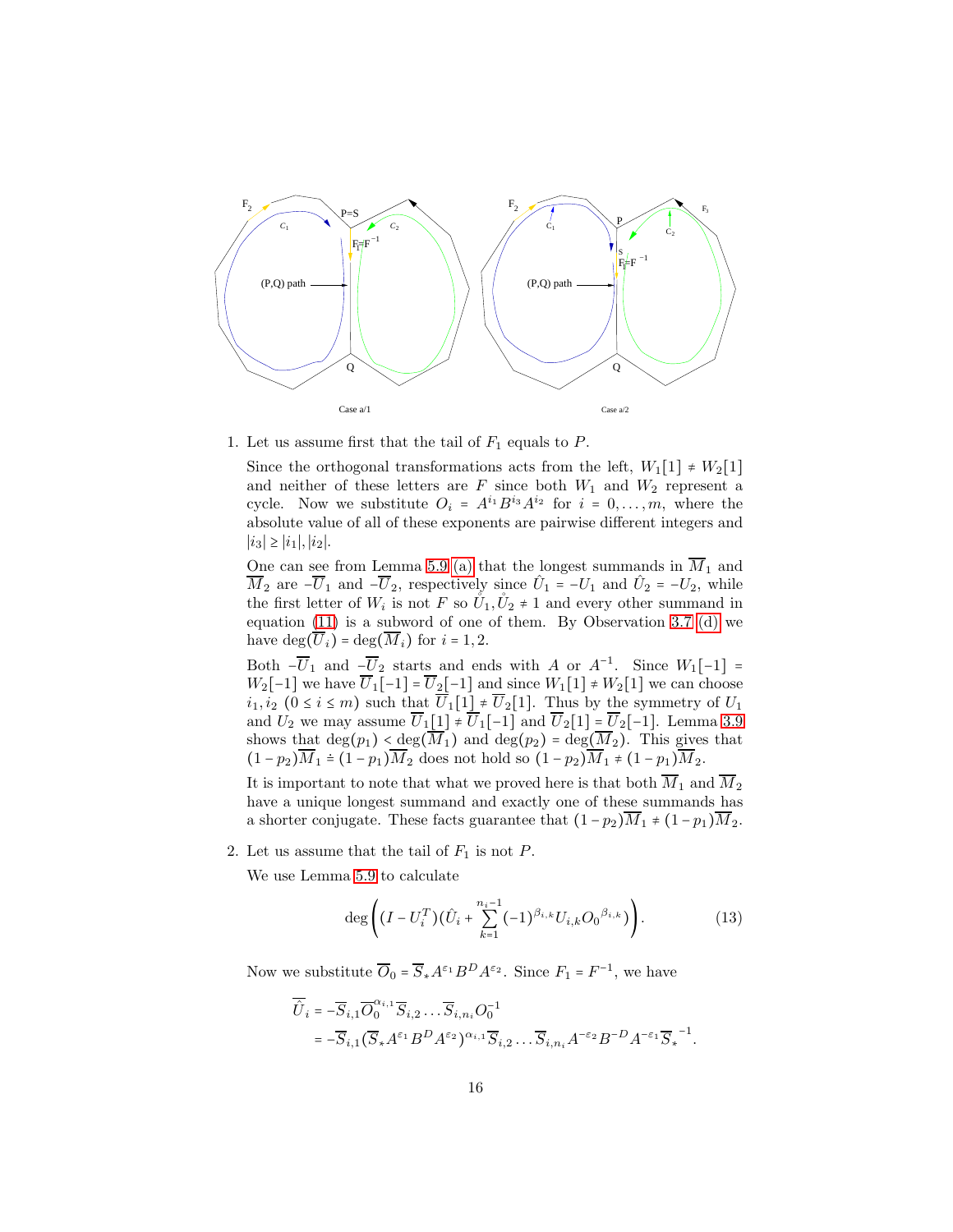1. Let us assume first that the tail of $F_1$ equals to $P$.

   Since the orthogonal transformations acts from the left, $W_1[1] \neq W_2[1]$ and neither of these letters are $F$ since both $W_1$ and $W_2$ represent a cycle. Now we substitute $O_i = A^{i_1}B^{i_3}A^{i_2}$ for $i = 0, \ldots, m$, where the absolute value of all of these exponents are pairwise different integers and $|i_3| \geq |i_1|, |i_2|$.

   One can see from Lemma 5.9 (a) that the longest summands in $\overline{M}_1$ and $\overline{M}_2$ are $-\overline{U}_1$ and $-\overline{U}_2$, respectively since $\hat{U}_1 = -U_1$ and $\hat{U}_2 = -U_2$, while the first letter of $W_i$ is not $F$ so $\mathring{U}_1, \mathring{U}_2 \neq 1$ and every other summand in equation (11) is a subword of one of them. By Observation 3.7 (d) we have $\deg(\overline{U}_i) = \deg(\overline{M}_i)$ for $i = 1, 2$.

   Both $-\overline{U}_1$ and $-\overline{U}_2$ starts and ends with $A$ or $A^{-1}$. Since $W_1[-1] = W_2[-1]$ we have $\overline{U}_1[-1] = \overline{U}_2[-1]$ and since $W_1[1] \neq W_2[1]$ we can choose $i_1, i_2$ $(0 \leq i \leq m)$ such that $\overline{U}_1[1] \neq \overline{U}_2[1]$. Thus by the symmetry of $U_1$ and $U_2$ we may assume $\overline{U}_1[1] \neq \overline{U}_1[-1]$ and $\overline{U}_2[1] = \overline{U}_2[-1]$. Lemma 3.9 shows that $\deg(p_1) < \deg(\overline{M}_1)$ and $\deg(p_2) = \deg(\overline{M}_2)$. This gives that $(1 - p_2)\overline{M}_1 \doteq (1 - p_1)\overline{M}_2$ does not hold so $(1 - p_2)\overline{M}_1 \neq (1 - p_1)\overline{M}_2$.

   It is important to note that what we proved here is that both $\overline{M}_1$ and $\overline{M}_2$ have a unique longest summand and exactly one of these summands has a shorter conjugate. These facts guarantee that $(1 - p_2)\overline{M}_1 \neq (1 - p_1)\overline{M}_2$.

2. Let us assume that the tail of $F_1$ is not $P$.

   We use Lemma 5.9 to calculate

$$\deg\left((I - U_i^T)(\hat{U}_i + \sum_{k=1}^{n_i - 1}(-1)^{\beta_{i,k}} U_{i,k} O_0{}^{\beta_{i,k}})\right). \tag{13}$$

   Now we substitute $\overline{O}_0 = \overline{S}_* A^{\varepsilon_1} B^D A^{\varepsilon_2}$. Since $F_1 = F^{-1}$, we have

$$\begin{aligned}
\overline{\hat{U}}_i &= -\overline{S}_{i,1}\overline{O}_0^{\alpha_{i,1}}\overline{S}_{i,2}\ldots\overline{S}_{i,n_i}O_0^{-1} \\
&= -\overline{S}_{i,1}(\overline{S}_* A^{\varepsilon_1}B^D A^{\varepsilon_2})^{\alpha_{i,1}}\overline{S}_{i,2}\ldots\overline{S}_{i,n_i}A^{-\varepsilon_2}B^{-D}A^{-\varepsilon_1}\overline{S}_*{}^{-1}.
\end{aligned}$$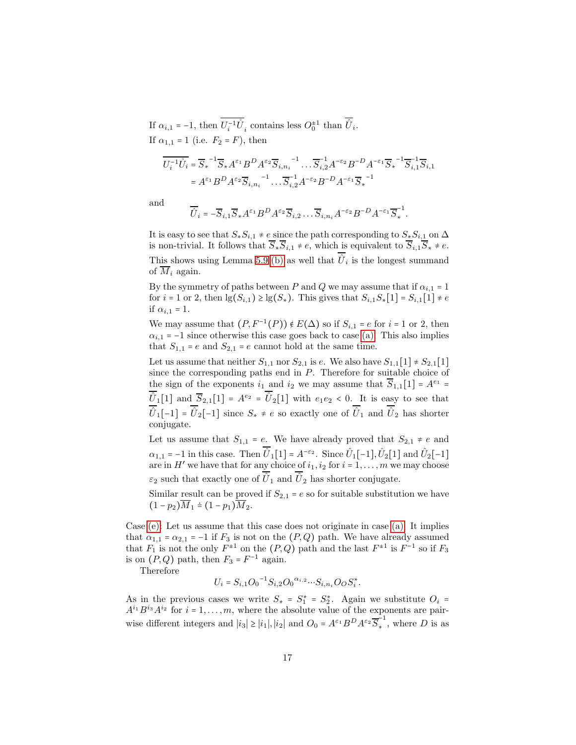If $\alpha_{i,1} = -1$, then $\overline{U_i^{-1}\mathring{U}_i}$ contains less $O_0^{\pm 1}$ than $\overline{\hat{U}}_i$.

If $\alpha_{1,1} = 1$ (i.e. $F_2 = F$), then

$$\overline{U_i^{-1}\mathring{U}_i} = \overline{S}_*^{\,-1}\overline{S}_* A^{\varepsilon_1} B^D A^{\varepsilon_2} \overline{S}_{i,n_i}^{\,-1} \dots \overline{S}_{i,2}^{-1} A^{-\varepsilon_2} B^{-D} A^{-\varepsilon_1} \overline{S}_*^{\,-1} \overline{S}_{i,1}^{-1} \overline{S}_{i,1}$$
$$= A^{\varepsilon_1} B^D A^{\varepsilon_2} \overline{S}_{i,n_i}^{\,-1} \dots \overline{S}_{i,2}^{-1} A^{-\varepsilon_2} B^{-D} A^{-\varepsilon_1} \overline{S}_*^{\,-1}$$

and

$$\overline{\hat{U}}_i = -\overline{S}_{i,1}\overline{S}_* A^{\varepsilon_1} B^D A^{\varepsilon_2} \overline{S}_{i,2} \dots \overline{S}_{i,n_i} A^{-\varepsilon_2} B^{-D} A^{-\varepsilon_1} \overline{S}_*^{-1}.$$

It is easy to see that $S_* S_{i,1} \neq e$ since the path corresponding to $S_* S_{i,1}$ on $\Delta$ is non-trivial. It follows that $\overline{S}_* \overline{S}_{i,1} \neq e$, which is equivalent to $\overline{S}_{i,1}\overline{S}_* \neq e$. This shows using Lemma 5.9 (b) as well that $\overline{\hat{U}}_i$ is the longest summand of $\overline{M}_i$ again.

By the symmetry of paths between $P$ and $Q$ we may assume that if $\alpha_{i,1} = 1$ for $i = 1$ or 2, then $\lg(S_{i,1}) \geq \lg(S_*)$. This gives that $S_{i,1}S_*[1] = S_{i,1}[1] \neq e$ if $\alpha_{i,1} = 1$.

We may assume that $(P, F^{-1}(P)) \notin E(\Delta)$ so if $S_{i,1} = e$ for $i = 1$ or 2, then $\alpha_{i,1} = -1$ since otherwise this case goes back to case (a). This also implies that $S_{1,1} = e$ and $S_{2,1} = e$ cannot hold at the same time.

Let us assume that neither $S_{1,1}$ nor $S_{2,1}$ is $e$. We also have $S_{1,1}[1] \neq S_{2,1}[1]$ since the corresponding paths end in $P$. Therefore for suitable choice of the sign of the exponents $i_1$ and $i_2$ we may assume that $\overline{S}_{1,1}[1] = A^{e_1} = \overline{\hat{U}}_1[1]$ and $\overline{S}_{2,1}[1] = A^{e_2} = \overline{\hat{U}}_2[1]$ with $e_1 e_2 < 0$. It is easy to see that $\overline{\hat{U}}_1[-1] = \overline{\hat{U}}_2[-1]$ since $S_* \neq e$ so exactly one of $\overline{\hat{U}}_1$ and $\overline{\hat{U}}_2$ has shorter conjugate.

Let us assume that $S_{1,1} = e$. We have already proved that $S_{2,1} \neq e$ and $\alpha_{1,1} = -1$ in this case. Then $\overline{\hat{U}}_1[1] = A^{-\varepsilon_2}$. Since $\hat{U}_1[-1], \hat{U}_2[1]$ and $\hat{U}_2[-1]$ are in $H'$ we have that for any choice of $i_1, i_2$ for $i = 1, \dots, m$ we may choose $\varepsilon_2$ such that exactly one of $\overline{\hat{U}}_1$ and $\overline{\hat{U}}_2$ has shorter conjugate.

Similar result can be proved if $S_{2,1} = e$ so for suitable substitution we have $(1 - p_2)\overline{M}_1 \doteq (1 - p_1)\overline{M}_2$.

Case (e): Let us assume that this case does not originate in case (a). It implies that $\alpha_{1,1} = \alpha_{2,1} = -1$ if $F_3$ is not on the $(P, Q)$ path. We have already assumed that $F_1$ is not the only $F^{\pm 1}$ on the $(P, Q)$ path and the last $F^{\pm 1}$ is $F^{-1}$ so if $F_3$ is on $(P, Q)$ path, then $F_3 = F^{-1}$ again.

Therefore

$$U_i = S_{i,1} {O_0}^{-1} S_{i,2} {O_0}^{\alpha_{i,2}} \cdots S_{i,n_i} O_O S_i^*.$$

As in the previous cases we write $S_* = S_1^* = S_2^*$. Again we substitute $O_i = A^{i_1} B^{i_3} A^{i_2}$ for $i = 1, \dots, m$, where the absolute value of the exponents are pairwise different integers and $|i_3| \geq |i_1|, |i_2|$ and $O_0 = A^{\varepsilon_1} B^D A^{\varepsilon_2} \overline{S}_*^{\,-1}$, where $D$ is as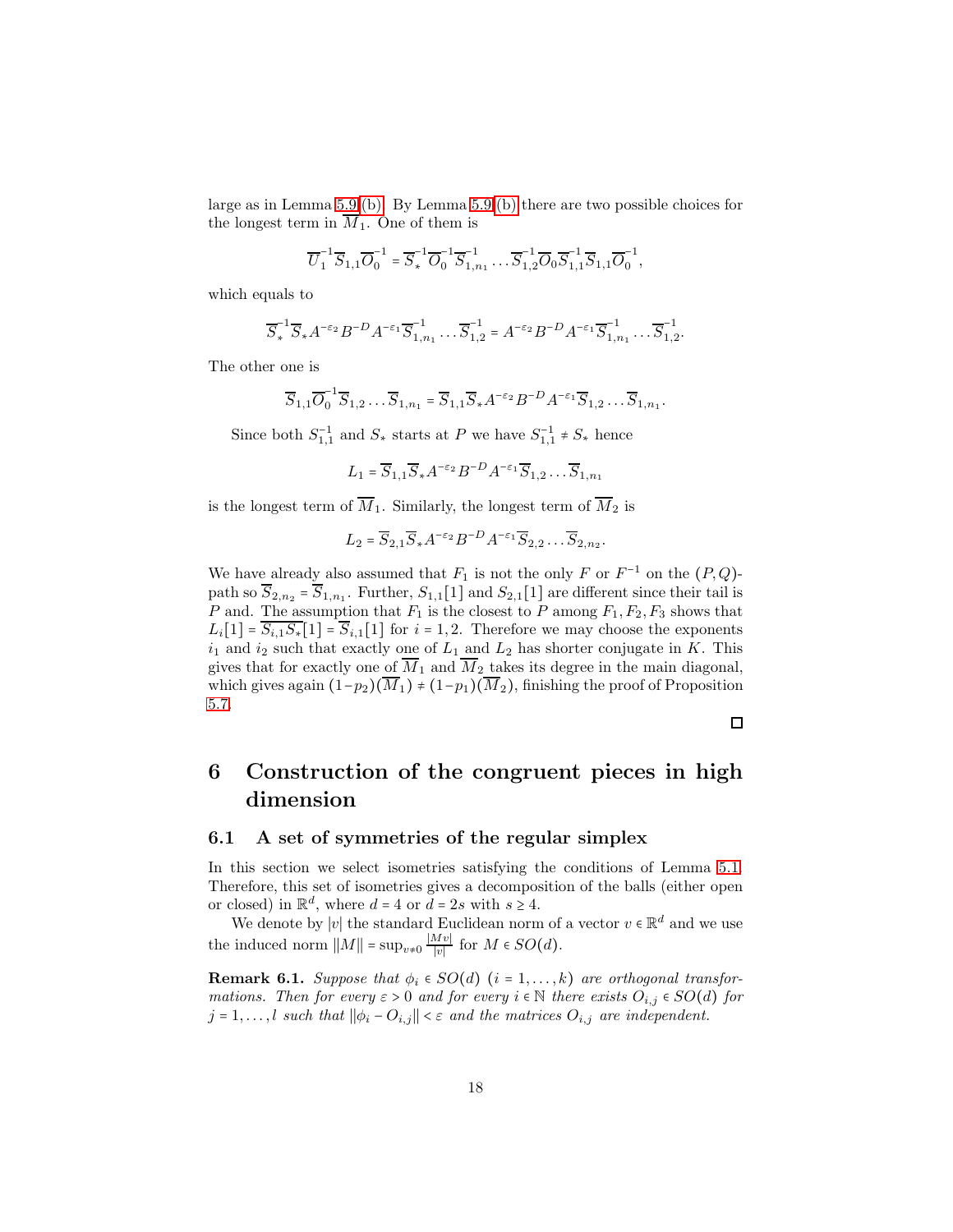large as in Lemma 5.9 (b). By Lemma 5.9 (b) there are two possible choices for the longest term in $\overline{M}_1$. One of them is

$$\overline{U}_1^{-1}\overline{S}_{1,1}\overline{O}_0^{-1} = \overline{S}_*^{-1}\overline{O}_0^{-1}\overline{S}_{1,n_1}^{-1}\dots\overline{S}_{1,2}^{-1}\overline{O}_0\overline{S}_{1,1}^{-1}\overline{S}_{1,1}\overline{O}_0^{-1},$$

which equals to

$$\overline{S}_*^{-1}\overline{S}_*A^{-\varepsilon_2}B^{-D}A^{-\varepsilon_1}\overline{S}_{1,n_1}^{-1}\dots\overline{S}_{1,2}^{-1} = A^{-\varepsilon_2}B^{-D}A^{-\varepsilon_1}\overline{S}_{1,n_1}^{-1}\dots\overline{S}_{1,2}^{-1}.$$

The other one is

$$\overline{S}_{1,1}\overline{O}_0^{-1}\overline{S}_{1,2}\dots\overline{S}_{1,n_1} = \overline{S}_{1,1}\overline{S}_*A^{-\varepsilon_2}B^{-D}A^{-\varepsilon_1}\overline{S}_{1,2}\dots\overline{S}_{1,n_1}.$$

Since both $S_{1,1}^{-1}$ and $S_*$ starts at $P$ we have $S_{1,1}^{-1} \neq S_*$ hence

$$L_1 = \overline{S}_{1,1}\overline{S}_*A^{-\varepsilon_2}B^{-D}A^{-\varepsilon_1}\overline{S}_{1,2}\dots\overline{S}_{1,n_1}$$

is the longest term of $\overline{M}_1$. Similarly, the longest term of $\overline{M}_2$ is

$$L_2 = \overline{S}_{2,1}\overline{S}_*A^{-\varepsilon_2}B^{-D}A^{-\varepsilon_1}\overline{S}_{2,2}\dots\overline{S}_{2,n_2}.$$

We have already also assumed that $F_1$ is not the only $F$ or $F^{-1}$ on the $(P,Q)$-path so $\overline{S}_{2,n_2} = \overline{S}_{1,n_1}$. Further, $S_{1,1}[1]$ and $S_{2,1}[1]$ are different since their tail is $P$ and. The assumption that $F_1$ is the closest to $P$ among $F_1, F_2, F_3$ shows that $L_i[1] = \overline{S_{i,1}S_*}[1] = \overline{S}_{i,1}[1]$ for $i = 1,2$. Therefore we may choose the exponents $i_1$ and $i_2$ such that exactly one of $L_1$ and $L_2$ has shorter conjugate in $K$. This gives that for exactly one of $\overline{M}_1$ and $\overline{M}_2$ takes its degree in the main diagonal, which gives again $(1-p_2)(\overline{M}_1) \neq (1-p_1)(\overline{M}_2)$, finishing the proof of Proposition 5.7.

□

# 6 Construction of the congruent pieces in high dimension

## 6.1 A set of symmetries of the regular simplex

In this section we select isometries satisfying the conditions of Lemma 5.1. Therefore, this set of isometries gives a decomposition of the balls (either open or closed) in $\mathbb{R}^d$, where $d = 4$ or $d = 2s$ with $s \geq 4$.

We denote by $|v|$ the standard Euclidean norm of a vector $v \in \mathbb{R}^d$ and we use the induced norm $\|M\| = \sup_{v\neq 0}\frac{|Mv|}{|v|}$ for $M \in SO(d)$.

**Remark 6.1.** *Suppose that $\phi_i \in SO(d)$ $(i = 1,\dots,k)$ are orthogonal transformations. Then for every $\varepsilon > 0$ and for every $i \in \mathbb{N}$ there exists $O_{i,j} \in SO(d)$ for $j = 1,\dots,l$ such that $\|\phi_i - O_{i,j}\| < \varepsilon$ and the matrices $O_{i,j}$ are independent.*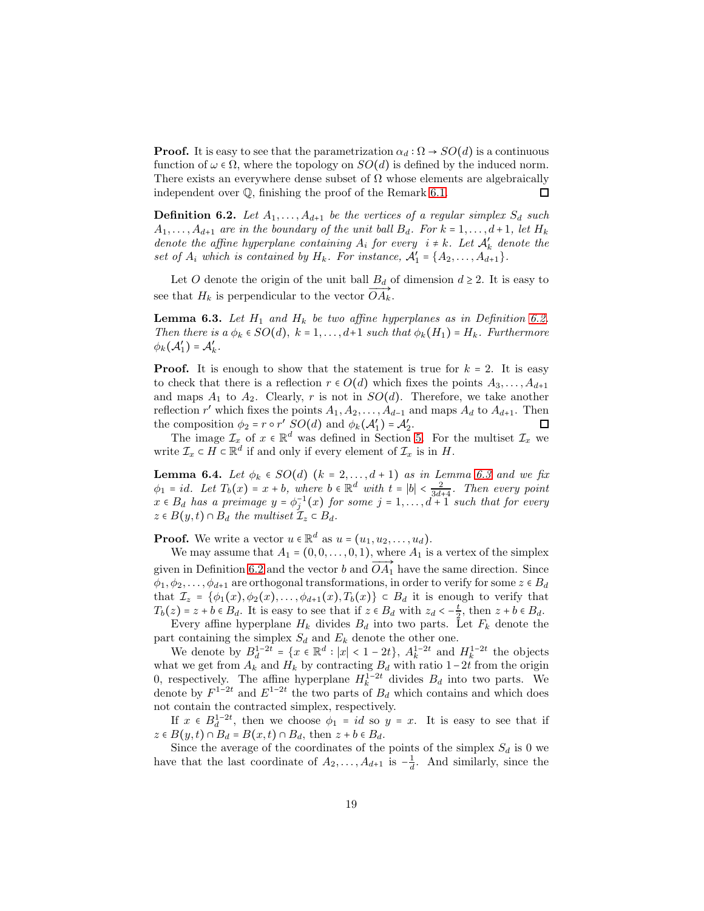**Proof.** It is easy to see that the parametrization $\alpha_d : \Omega \to SO(d)$ is a continuous function of $\omega \in \Omega$, where the topology on $SO(d)$ is defined by the induced norm. There exists an everywhere dense subset of $\Omega$ whose elements are algebraically independent over $\mathbb{Q}$, finishing the proof of the Remark 6.1. ◻

**Definition 6.2.** *Let $A_1, \dots, A_{d+1}$ be the vertices of a regular simplex $S_d$ such $A_1, \dots, A_{d+1}$ are in the boundary of the unit ball $B_d$. For $k = 1, \dots, d+1$, let $H_k$ denote the affine hyperplane containing $A_i$ for every $i \neq k$. Let $\mathcal{A}'_k$ denote the set of $A_i$ which is contained by $H_k$. For instance, $\mathcal{A}'_1 = \{A_2, \dots, A_{d+1}\}$.*

Let $O$ denote the origin of the unit ball $B_d$ of dimension $d \geq 2$. It is easy to see that $H_k$ is perpendicular to the vector $\overrightarrow{OA_k}$.

**Lemma 6.3.** *Let $H_1$ and $H_k$ be two affine hyperplanes as in Definition 6.2. Then there is a $\phi_k \in SO(d)$, $k = 1, \dots, d+1$ such that $\phi_k(H_1) = H_k$. Furthermore $\phi_k(\mathcal{A}'_1) = \mathcal{A}'_k$.*

**Proof.** It is enough to show that the statement is true for $k = 2$. It is easy to check that there is a reflection $r \in O(d)$ which fixes the points $A_3, \dots, A_{d+1}$ and maps $A_1$ to $A_2$. Clearly, $r$ is not in $SO(d)$. Therefore, we take another reflection $r'$ which fixes the points $A_1, A_2, \dots, A_{d-1}$ and maps $A_d$ to $A_{d+1}$. Then the composition $\phi_2 = r \circ r'$ $SO(d)$ and $\phi_k(\mathcal{A}'_1) = \mathcal{A}'_2$. ◻

The image $\mathcal{I}_x$ of $x \in \mathbb{R}^d$ was defined in Section 5. For the multiset $\mathcal{I}_x$ we write $\mathcal{I}_x \subset H \subset \mathbb{R}^d$ if and only if every element of $\mathcal{I}_x$ is in $H$.

**Lemma 6.4.** *Let $\phi_k \in SO(d)$ $(k = 2, \dots, d+1)$ as in Lemma 6.3 and we fix $\phi_1 = id$. Let $T_b(x) = x + b$, where $b \in \mathbb{R}^d$ with $t = |b| < \frac{2}{3d+4}$. Then every point $x \in B_d$ has a preimage $y = \phi_j^{-1}(x)$ for some $j = 1, \dots, d+1$ such that for every $z \in B(y,t) \cap B_d$ the multiset $\mathcal{I}_z \subset B_d$.*

**Proof.** We write a vector $u \in \mathbb{R}^d$ as $u = (u_1, u_2, \dots, u_d)$.

We may assume that $A_1 = (0, 0, \dots, 0, 1)$, where $A_1$ is a vertex of the simplex given in Definition 6.2 and the vector $b$ and $\overrightarrow{OA_1}$ have the same direction. Since $\phi_1, \phi_2, \dots, \phi_{d+1}$ are orthogonal transformations, in order to verify for some $z \in B_d$ that $\mathcal{I}_z = \{\phi_1(x), \phi_2(x), \dots, \phi_{d+1}(x), T_b(x)\} \subset B_d$ it is enough to verify that $T_b(z) = z + b \in B_d$. It is easy to see that if $z \in B_d$ with $z_d < -\frac{t}{2}$, then $z + b \in B_d$.

Every affine hyperplane $H_k$ divides $B_d$ into two parts. Let $F_k$ denote the part containing the simplex $S_d$ and $E_k$ denote the other one.

We denote by $B_d^{1-2t} = \{x \in \mathbb{R}^d : |x| < 1 - 2t\}$, $A_k^{1-2t}$ and $H_k^{1-2t}$ the objects what we get from $A_k$ and $H_k$ by contracting $B_d$ with ratio $1-2t$ from the origin 0, respectively. The affine hyperplane $H_k^{1-2t}$ divides $B_d$ into two parts. We denote by $F^{1-2t}$ and $E^{1-2t}$ the two parts of $B_d$ which contains and which does not contain the contracted simplex, respectively.

If $x \in B_d^{1-2t}$, then we choose $\phi_1 = id$ so $y = x$. It is easy to see that if $z \in B(y,t) \cap B_d = B(x,t) \cap B_d$, then $z + b \in B_d$.

Since the average of the coordinates of the points of the simplex $S_d$ is 0 we have that the last coordinate of $A_2, \dots, A_{d+1}$ is $-\frac{1}{d}$. And similarly, since the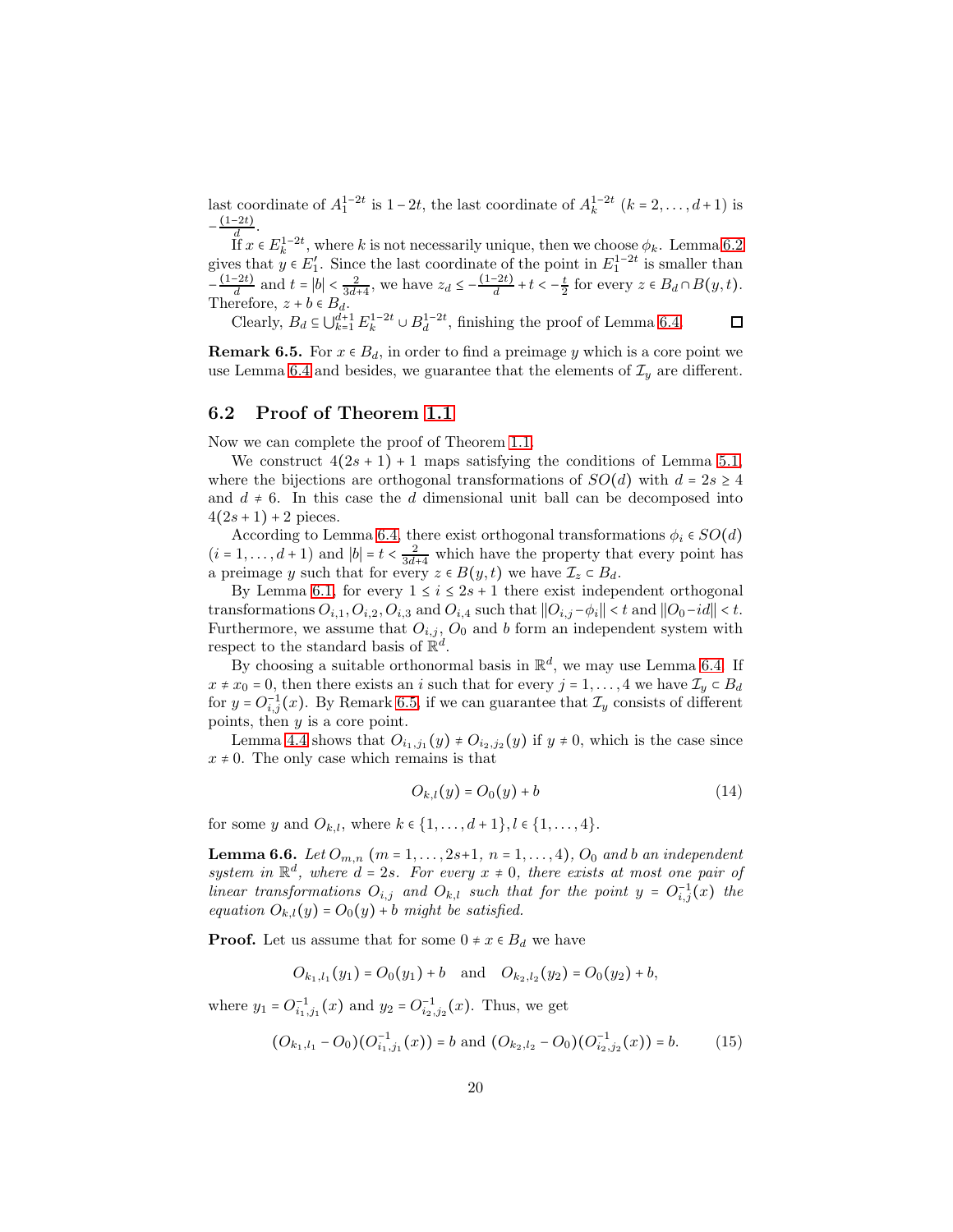last coordinate of $A_1^{1-2t}$ is $1-2t$, the last coordinate of $A_k^{1-2t}$ ($k = 2, \dots, d+1$) is $-\frac{(1-2t)}{d}$.

If $x \in E_k^{1-2t}$, where $k$ is not necessarily unique, then we choose $\phi_k$. Lemma 6.2 gives that $y \in E_1'$. Since the last coordinate of the point in $E_1^{1-2t}$ is smaller than $-\frac{(1-2t)}{d}$ and $t = |b| < \frac{2}{3d+4}$, we have $z_d \le -\frac{(1-2t)}{d} + t < -\frac{t}{2}$ for every $z \in B_d \cap B(y,t)$. Therefore, $z + b \in B_d$.

Clearly, $B_d \subseteq \bigcup_{k=1}^{d+1} E_k^{1-2t} \cup B_d^{1-2t}$, finishing the proof of Lemma 6.4. ☐

**Remark 6.5.** For $x \in B_d$, in order to find a preimage $y$ which is a core point we use Lemma 6.4 and besides, we guarantee that the elements of $\mathcal{I}_y$ are different.

## 6.2 Proof of Theorem 1.1

Now we can complete the proof of Theorem 1.1.

We construct $4(2s+1)+1$ maps satisfying the conditions of Lemma 5.1, where the bijections are orthogonal transformations of $SO(d)$ with $d = 2s \ge 4$ and $d \ne 6$. In this case the $d$ dimensional unit ball can be decomposed into $4(2s+1)+2$ pieces.

According to Lemma 6.4, there exist orthogonal transformations $\phi_i \in SO(d)$ ($i = 1, \dots, d+1$) and $|b| = t < \frac{2}{3d+4}$ which have the property that every point has a preimage $y$ such that for every $z \in B(y,t)$ we have $\mathcal{I}_z \subset B_d$.

By Lemma 6.1, for every $1 \le i \le 2s+1$ there exist independent orthogonal transformations $O_{i,1}, O_{i,2}, O_{i,3}$ and $O_{i,4}$ such that $\|O_{i,j} - \phi_i\| < t$ and $\|O_0 - id\| < t$. Furthermore, we assume that $O_{i,j}$, $O_0$ and $b$ form an independent system with respect to the standard basis of $\mathbb{R}^d$.

By choosing a suitable orthonormal basis in $\mathbb{R}^d$, we may use Lemma 6.4. If $x \ne x_0 = 0$, then there exists an $i$ such that for every $j = 1, \dots, 4$ we have $\mathcal{I}_y \subset B_d$ for $y = O_{i,j}^{-1}(x)$. By Remark 6.5, if we can guarantee that $\mathcal{I}_y$ consists of different points, then $y$ is a core point.

Lemma 4.4 shows that $O_{i_1,j_1}(y) \ne O_{i_2,j_2}(y)$ if $y \ne 0$, which is the case since $x \ne 0$. The only case which remains is that

$$O_{k,l}(y) = O_0(y) + b \tag{14}$$

for some $y$ and $O_{k,l}$, where $k \in \{1, \dots, d+1\}, l \in \{1, \dots, 4\}$.

**Lemma 6.6.** *Let $O_{m,n}$ ($m = 1, \dots, 2s+1$, $n = 1, \dots, 4$), $O_0$ and $b$ an independent system in $\mathbb{R}^d$, where $d = 2s$. For every $x \ne 0$, there exists at most one pair of linear transformations $O_{i,j}$ and $O_{k,l}$ such that for the point $y = O_{i,j}^{-1}(x)$ the equation $O_{k,l}(y) = O_0(y) + b$ might be satisfied.*

**Proof.** Let us assume that for some $0 \ne x \in B_d$ we have

$$O_{k_1,l_1}(y_1) = O_0(y_1) + b \quad \text{and} \quad O_{k_2,l_2}(y_2) = O_0(y_2) + b,$$

where $y_1 = O_{i_1,j_1}^{-1}(x)$ and $y_2 = O_{i_2,j_2}^{-1}(x)$. Thus, we get

$$(O_{k_1,l_1} - O_0)(O_{i_1,j_1}^{-1}(x)) = b \text{ and } (O_{k_2,l_2} - O_0)(O_{i_2,j_2}^{-1}(x)) = b. \tag{15}$$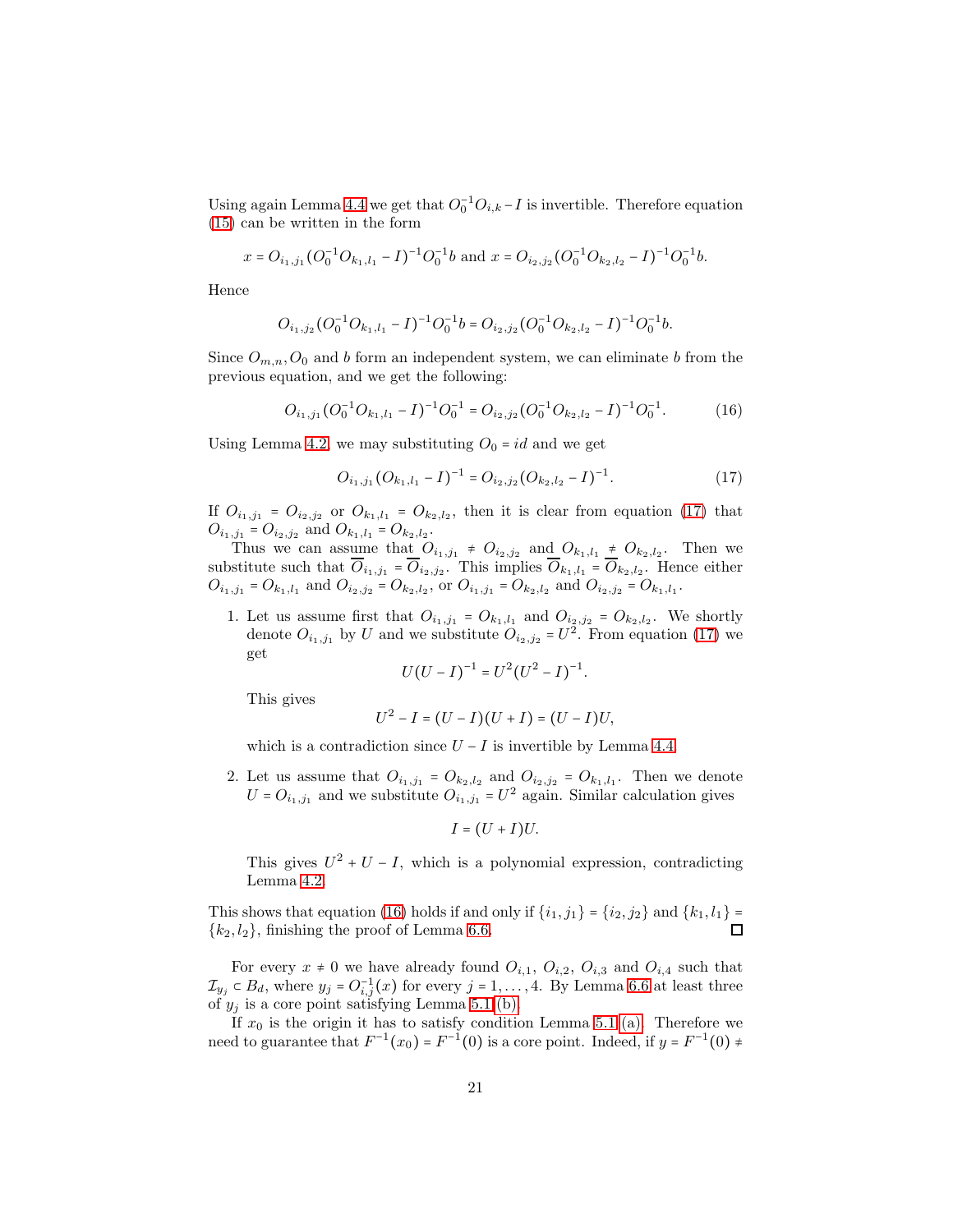Using again Lemma 4.4 we get that $O_0^{-1}O_{i,k} - I$ is invertible. Therefore equation (15) can be written in the form

$$x = O_{i_1,j_1}(O_0^{-1}O_{k_1,l_1} - I)^{-1}O_0^{-1}b \text{ and } x = O_{i_2,j_2}(O_0^{-1}O_{k_2,l_2} - I)^{-1}O_0^{-1}b.$$

Hence

$$O_{i_1,j_2}(O_0^{-1}O_{k_1,l_1} - I)^{-1}O_0^{-1}b = O_{i_2,j_2}(O_0^{-1}O_{k_2,l_2} - I)^{-1}O_0^{-1}b.$$

Since $O_{m,n}, O_0$ and $b$ form an independent system, we can eliminate $b$ from the previous equation, and we get the following:

$$O_{i_1,j_1}(O_0^{-1}O_{k_1,l_1} - I)^{-1}O_0^{-1} = O_{i_2,j_2}(O_0^{-1}O_{k_2,l_2} - I)^{-1}O_0^{-1}. \tag{16}$$

Using Lemma 4.2, we may substituting $O_0 = id$ and we get

$$O_{i_1,j_1}(O_{k_1,l_1} - I)^{-1} = O_{i_2,j_2}(O_{k_2,l_2} - I)^{-1}. \tag{17}$$

If $O_{i_1,j_1} = O_{i_2,j_2}$ or $O_{k_1,l_1} = O_{k_2,l_2}$, then it is clear from equation (17) that $O_{i_1,j_1} = O_{i_2,j_2}$ and $O_{k_1,l_1} = O_{k_2,l_2}$.

Thus we can assume that $O_{i_1,j_1} \neq O_{i_2,j_2}$ and $O_{k_1,l_1} \neq O_{k_2,l_2}$. Then we substitute such that $\overline{O}_{i_1,j_1} = \overline{O}_{i_2,j_2}$. This implies $\overline{O}_{k_1,l_1} = \overline{O}_{k_2,l_2}$. Hence either $O_{i_1,j_1} = O_{k_1,l_1}$ and $O_{i_2,j_2} = O_{k_2,l_2}$, or $O_{i_1,j_1} = O_{k_2,l_2}$ and $O_{i_2,j_2} = O_{k_1,l_1}$.

1. Let us assume first that $O_{i_1,j_1} = O_{k_1,l_1}$ and $O_{i_2,j_2} = O_{k_2,l_2}$. We shortly denote $O_{i_1,j_1}$ by $U$ and we substitute $O_{i_2,j_2} = U^2$. From equation (17) we get
$$U(U - I)^{-1} = U^2(U^2 - I)^{-1}.$$
This gives
$$U^2 - I = (U - I)(U + I) = (U - I)U,$$
which is a contradiction since $U - I$ is invertible by Lemma 4.4.

2. Let us assume that $O_{i_1,j_1} = O_{k_2,l_2}$ and $O_{i_2,j_2} = O_{k_1,l_1}$. Then we denote $U = O_{i_1,j_1}$ and we substitute $O_{i_1,j_1} = U^2$ again. Similar calculation gives
$$I = (U + I)U.$$
This gives $U^2 + U - I$, which is a polynomial expression, contradicting Lemma 4.2.

This shows that equation (16) holds if and only if $\{i_1, j_1\} = \{i_2, j_2\}$ and $\{k_1, l_1\} = \{k_2, l_2\}$, finishing the proof of Lemma 6.6. □

For every $x \neq 0$ we have already found $O_{i,1}$, $O_{i,2}$, $O_{i,3}$ and $O_{i,4}$ such that $\mathcal{I}_{y_j} \subset B_d$, where $y_j = O_{i,j}^{-1}(x)$ for every $j = 1, \dots, 4$. By Lemma 6.6 at least three of $y_j$ is a core point satisfying Lemma 5.1 (b).

If $x_0$ is the origin it has to satisfy condition Lemma 5.1 (a). Therefore we need to guarantee that $F^{-1}(x_0) = F^{-1}(0)$ is a core point. Indeed, if $y = F^{-1}(0) \neq$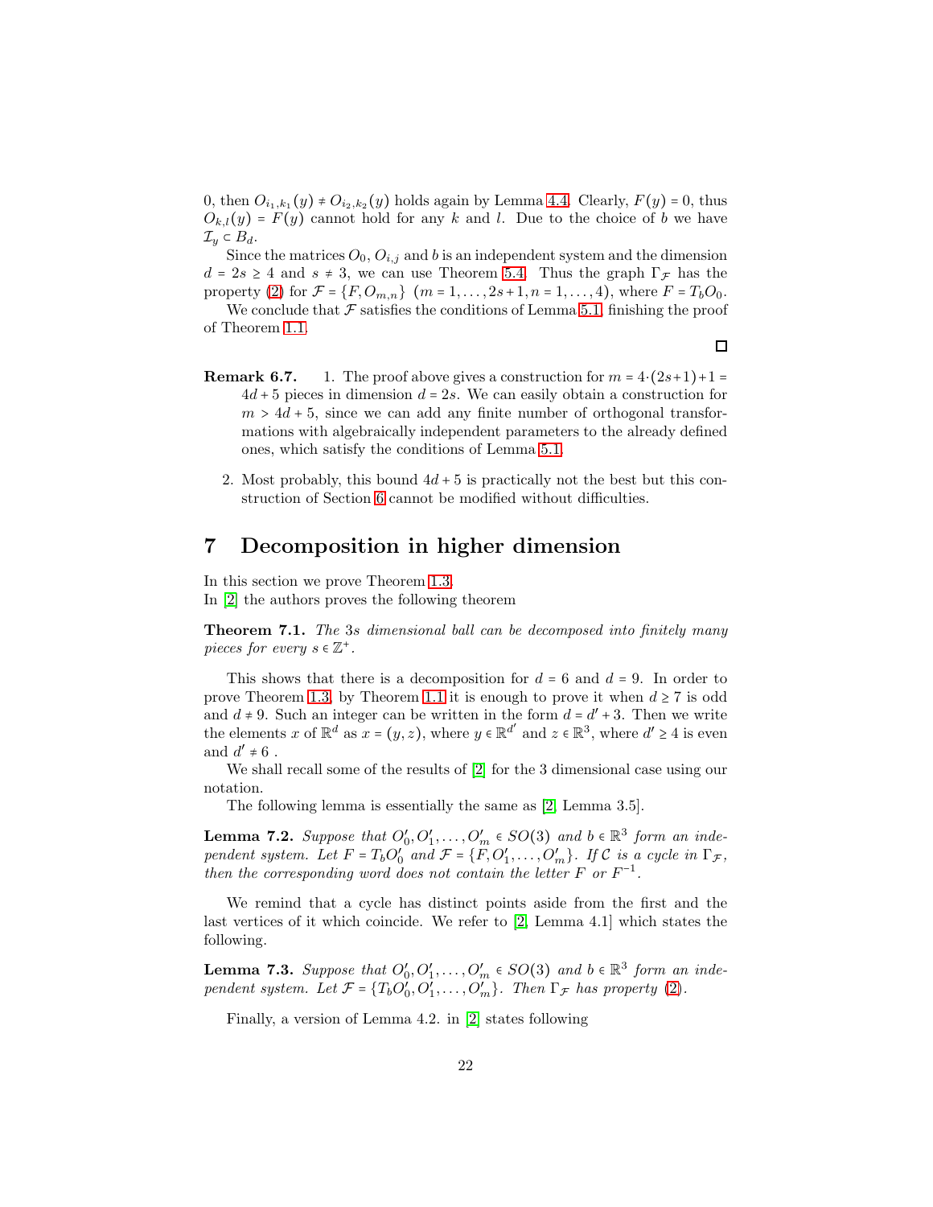0, then $O_{i_1,k_1}(y) \neq O_{i_2,k_2}(y)$ holds again by Lemma 4.4. Clearly, $F(y) = 0$, thus $O_{k,l}(y) = F(y)$ cannot hold for any $k$ and $l$. Due to the choice of $b$ we have $\mathcal{I}_y \subset B_d$.

Since the matrices $O_0$, $O_{i,j}$ and $b$ is an independent system and the dimension $d = 2s \geq 4$ and $s \neq 3$, we can use Theorem 5.4. Thus the graph $\Gamma_{\mathcal{F}}$ has the property (2) for $\mathcal{F} = \{F, O_{m,n}\}$ $(m = 1, \dots, 2s+1, n = 1, \dots, 4)$, where $F = T_b O_0$.

We conclude that $\mathcal{F}$ satisfies the conditions of Lemma 5.1, finishing the proof of Theorem 1.1.

$\square$

**Remark 6.7.**

1. The proof above gives a construction for $m = 4 \cdot (2s+1) + 1 = 4d + 5$ pieces in dimension $d = 2s$. We can easily obtain a construction for $m > 4d + 5$, since we can add any finite number of orthogonal transformations with algebraically independent parameters to the already defined ones, which satisfy the conditions of Lemma 5.1.

2. Most probably, this bound $4d + 5$ is practically not the best but this construction of Section 6 cannot be modified without difficulties.

# 7 Decomposition in higher dimension

In this section we prove Theorem 1.3.

In [2] the authors proves the following theorem

**Theorem 7.1.** *The $3s$ dimensional ball can be decomposed into finitely many pieces for every $s \in \mathbb{Z}^+$.*

This shows that there is a decomposition for $d = 6$ and $d = 9$. In order to prove Theorem 1.3, by Theorem 1.1 it is enough to prove it when $d \geq 7$ is odd and $d \neq 9$. Such an integer can be written in the form $d = d' + 3$. Then we write the elements $x$ of $\mathbb{R}^d$ as $x = (y, z)$, where $y \in \mathbb{R}^{d'}$ and $z \in \mathbb{R}^3$, where $d' \geq 4$ is even and $d' \neq 6$ .

We shall recall some of the results of [2] for the 3 dimensional case using our notation.

The following lemma is essentially the same as [2, Lemma 3.5].

**Lemma 7.2.** *Suppose that $O'_0, O'_1, \dots, O'_m \in SO(3)$ and $b \in \mathbb{R}^3$ form an independent system. Let $F = T_b O'_0$ and $\mathcal{F} = \{F, O'_1, \dots, O'_m\}$. If $\mathcal{C}$ is a cycle in $\Gamma_{\mathcal{F}}$, then the corresponding word does not contain the letter $F$ or $F^{-1}$.*

We remind that a cycle has distinct points aside from the first and the last vertices of it which coincide. We refer to [2, Lemma 4.1] which states the following.

**Lemma 7.3.** *Suppose that $O'_0, O'_1, \dots, O'_m \in SO(3)$ and $b \in \mathbb{R}^3$ form an independent system. Let $\mathcal{F} = \{T_b O'_0, O'_1, \dots, O'_m\}$. Then $\Gamma_{\mathcal{F}}$ has property (2).*

Finally, a version of Lemma 4.2. in [2] states following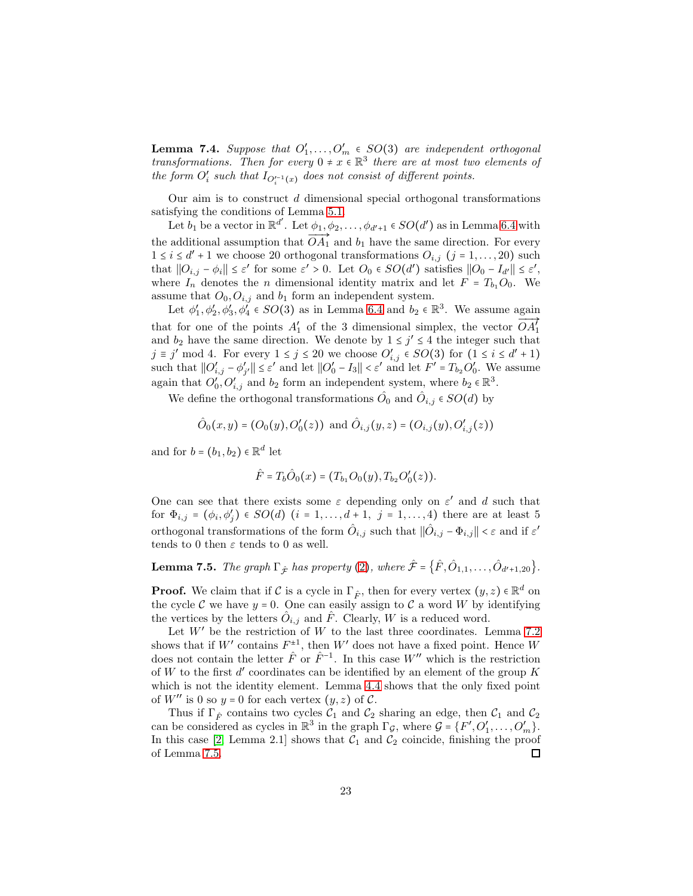**Lemma 7.4.** *Suppose that $O'_1, \dots, O'_m \in SO(3)$ are independent orthogonal transformations. Then for every $0 \neq x \in \mathbb{R}^3$ there are at most two elements of the form $O'_i$ such that $I_{O_i'^{-1}(x)}$ does not consist of different points.*

Our aim is to construct $d$ dimensional special orthogonal transformations satisfying the conditions of Lemma 5.1.

Let $b_1$ be a vector in $\mathbb{R}^{d'}$. Let $\phi_1, \phi_2, \dots, \phi_{d'+1} \in SO(d')$ as in Lemma 6.4 with the additional assumption that $\overrightarrow{OA_1}$ and $b_1$ have the same direction. For every $1 \le i \le d'+1$ we choose 20 orthogonal transformations $O_{i,j}$ $(j = 1, \dots, 20)$ such that $\|O_{i,j} - \phi_i\| \le \varepsilon'$ for some $\varepsilon' > 0$. Let $O_0 \in SO(d')$ satisfies $\|O_0 - I_{d'}\| \le \varepsilon'$, where $I_n$ denotes the $n$ dimensional identity matrix and let $F = T_{b_1} O_0$. We assume that $O_0, O_{i,j}$ and $b_1$ form an independent system.

Let $\phi'_1, \phi'_2, \phi'_3, \phi'_4 \in SO(3)$ as in Lemma 6.4 and $b_2 \in \mathbb{R}^3$. We assume again that for one of the points $A'_1$ of the 3 dimensional simplex, the vector $\overrightarrow{OA'_1}$ and $b_2$ have the same direction. We denote by $1 \le j' \le 4$ the integer such that $j \equiv j' \bmod 4$. For every $1 \le j \le 20$ we choose $O'_{i,j} \in SO(3)$ for $(1 \le i \le d'+1)$ such that $\|O'_{i,j} - \phi'_{j'}\| \le \varepsilon'$ and let $\|O'_0 - I_3\| < \varepsilon'$ and let $F' = T_{b_2} O'_0$. We assume again that $O'_0, O'_{i,j}$ and $b_2$ form an independent system, where $b_2 \in \mathbb{R}^3$.

We define the orthogonal transformations $\hat{O}_0$ and $\hat{O}_{i,j} \in SO(d)$ by

$$\hat{O}_0(x, y) = (O_0(y), O'_0(z)) \text{ and } \hat{O}_{i,j}(y, z) = (O_{i,j}(y), O'_{i,j}(z))$$

and for $b = (b_1, b_2) \in \mathbb{R}^d$ let

$$\hat{F} = T_b \hat{O}_0(x) = (T_{b_1} O_0(y), T_{b_2} O'_0(z)).$$

One can see that there exists some $\varepsilon$ depending only on $\varepsilon'$ and $d$ such that for $\Phi_{i,j} = (\phi_i, \phi'_j) \in SO(d)$ $(i = 1, \dots, d+1,\ j = 1, \dots, 4)$ there are at least 5 orthogonal transformations of the form $\hat{O}_{i,j}$ such that $\|\hat{O}_{i,j} - \Phi_{i,j}\| < \varepsilon$ and if $\varepsilon'$ tends to 0 then $\varepsilon$ tends to 0 as well.

**Lemma 7.5.** *The graph $\Gamma_{\hat{\mathcal{F}}}$ has property (2), where $\hat{\mathcal{F}} = \{\hat{F}, \hat{O}_{1,1}, \dots, \hat{O}_{d'+1,20}\}$.*

**Proof.** We claim that if $\mathcal{C}$ is a cycle in $\Gamma_{\hat{F}}$, then for every vertex $(y, z) \in \mathbb{R}^d$ on the cycle $\mathcal{C}$ we have $y = 0$. One can easily assign to $\mathcal{C}$ a word $W$ by identifying the vertices by the letters $\hat{O}_{i,j}$ and $\hat{F}$. Clearly, $W$ is a reduced word.

Let $W'$ be the restriction of $W$ to the last three coordinates. Lemma 7.2 shows that if $W'$ contains $F^{\pm 1}$, then $W'$ does not have a fixed point. Hence $W$ does not contain the letter $\hat{F}$ or $\hat{F}^{-1}$. In this case $W''$ which is the restriction of $W$ to the first $d'$ coordinates can be identified by an element of the group $K$ which is not the identity element. Lemma 4.4 shows that the only fixed point of $W''$ is 0 so $y = 0$ for each vertex $(y, z)$ of $\mathcal{C}$.

Thus if $\Gamma_{\hat{F}}$ contains two cycles $\mathcal{C}_1$ and $\mathcal{C}_2$ sharing an edge, then $\mathcal{C}_1$ and $\mathcal{C}_2$ can be considered as cycles in $\mathbb{R}^3$ in the graph $\Gamma_{\mathcal{G}}$, where $\mathcal{G} = \{F', O'_1, \dots, O'_m\}$. In this case [2, Lemma 2.1] shows that $\mathcal{C}_1$ and $\mathcal{C}_2$ coincide, finishing the proof of Lemma 7.5. ◻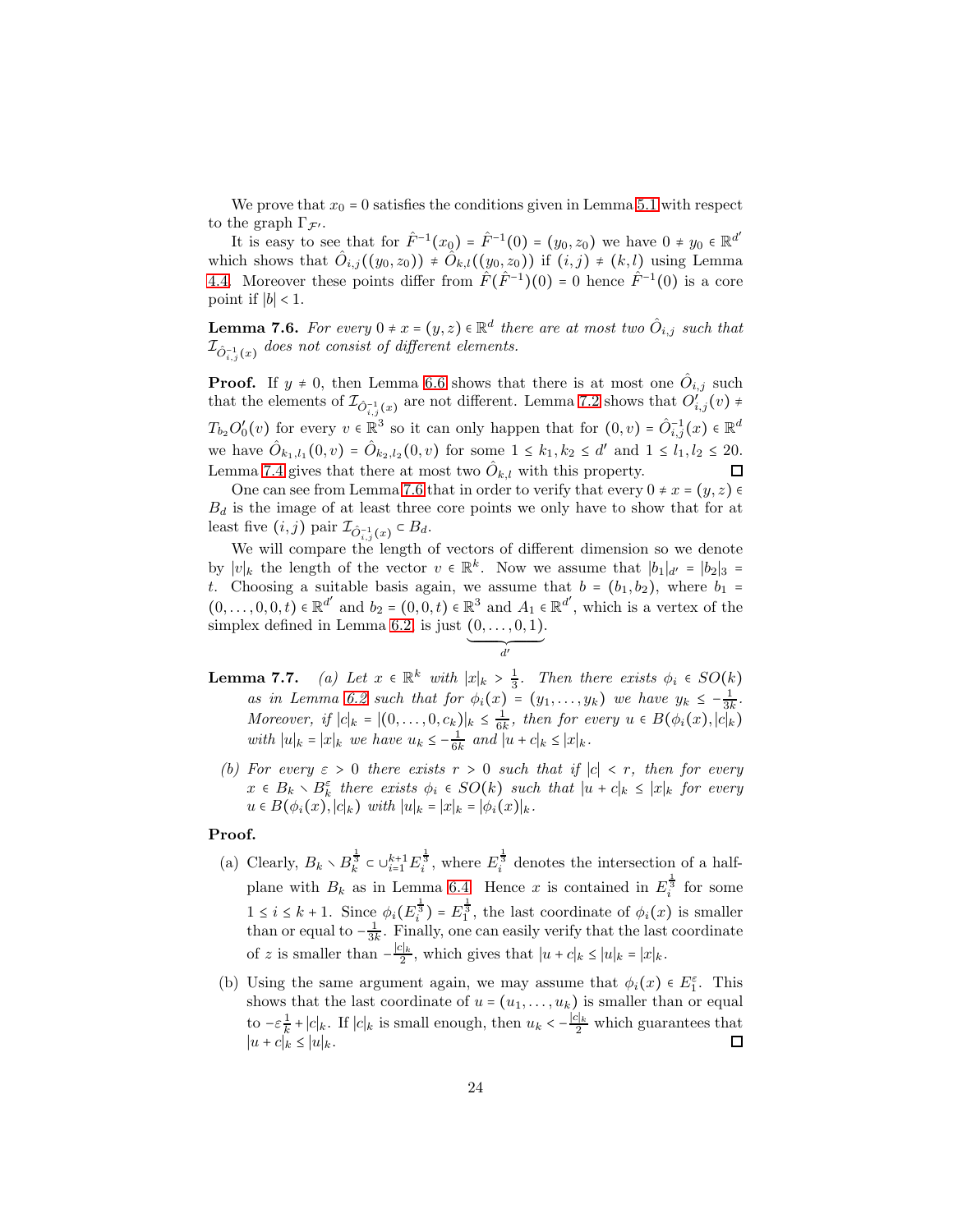We prove that $x_0 = 0$ satisfies the conditions given in Lemma 5.1 with respect to the graph $\Gamma_{\mathcal{F}'}$.

It is easy to see that for $\hat{F}^{-1}(x_0) = \hat{F}^{-1}(0) = (y_0, z_0)$ we have $0 \neq y_0 \in \mathbb{R}^{d'}$ which shows that $\hat{O}_{i,j}((y_0, z_0)) \neq \hat{O}_{k,l}((y_0, z_0))$ if $(i,j) \neq (k,l)$ using Lemma 4.4. Moreover these points differ from $\hat{F}(\hat{F}^{-1})(0) = 0$ hence $\hat{F}^{-1}(0)$ is a core point if $|b| < 1$.

**Lemma 7.6.** *For every $0 \neq x = (y,z) \in \mathbb{R}^d$ there are at most two $\hat{O}_{i,j}$ such that $\mathcal{I}_{\hat{O}^{-1}_{i,j}(x)}$ does not consist of different elements.*

**Proof.** If $y \neq 0$, then Lemma 6.6 shows that there is at most one $\hat{O}_{i,j}$ such that the elements of $\mathcal{I}_{\hat{O}^{-1}_{i,j}(x)}$ are not different. Lemma 7.2 shows that $O'_{i,j}(v) \neq T_{b_2} O'_0(v)$ for every $v \in \mathbb{R}^3$ so it can only happen that for $(0,v) = \hat{O}^{-1}_{i,j}(x) \in \mathbb{R}^d$ we have $\hat{O}_{k_1,l_1}(0,v) = \hat{O}_{k_2,l_2}(0,v)$ for some $1 \le k_1, k_2 \le d'$ and $1 \le l_1, l_2 \le 20$. Lemma 7.4 gives that there at most two $\hat{O}_{k,l}$ with this property. ◻

One can see from Lemma 7.6 that in order to verify that every $0 \neq x = (y,z) \in B_d$ is the image of at least three core points we only have to show that for at least five $(i,j)$ pair $\mathcal{I}_{\hat{O}^{-1}_{i,j}(x)} \subset B_d$.

We will compare the length of vectors of different dimension so we denote by $|v|_k$ the length of the vector $v \in \mathbb{R}^k$. Now we assume that $|b_1|_{d'} = |b_2|_3 = t$. Choosing a suitable basis again, we assume that $b = (b_1, b_2)$, where $b_1 = (0, \dots, 0, 0, t) \in \mathbb{R}^{d'}$ and $b_2 = (0,0,t) \in \mathbb{R}^3$ and $A_1 \in \mathbb{R}^{d'}$, which is a vertex of the simplex defined in Lemma 6.2, is just $\underbrace{(0, \dots, 0, 1)}_{d'}$.

**Lemma 7.7.** *(a) Let $x \in \mathbb{R}^k$ with $|x|_k > \frac{1}{3}$. Then there exists $\phi_i \in SO(k)$ as in Lemma 6.2 such that for $\phi_i(x) = (y_1, \dots, y_k)$ we have $y_k \le -\frac{1}{3k}$. Moreover, if $|c|_k = |(0, \dots, 0, c_k)|_k \le \frac{1}{6k}$, then for every $u \in B(\phi_i(x), |c|_k)$ with $|u|_k = |x|_k$ we have $u_k \le -\frac{1}{6k}$ and $|u + c|_k \le |x|_k$.*

*(b) For every $\varepsilon > 0$ there exists $r > 0$ such that if $|c| < r$, then for every $x \in B_k \setminus B_k^{\varepsilon}$ there exists $\phi_i \in SO(k)$ such that $|u + c|_k \le |x|_k$ for every $u \in B(\phi_i(x), |c|_k)$ with $|u|_k = |x|_k = |\phi_i(x)|_k$.*

**Proof.**

(a) Clearly, $B_k \setminus B_k^{\frac{1}{3}} \subset \cup_{i=1}^{k+1} E_i^{\frac{1}{3}}$, where $E_i^{\frac{1}{3}}$ denotes the intersection of a half-plane with $B_k$ as in Lemma 6.4. Hence $x$ is contained in $E_i^{\frac{1}{3}}$ for some $1 \le i \le k+1$. Since $\phi_i(E_i^{\frac{1}{3}}) = E_1^{\frac{1}{3}}$, the last coordinate of $\phi_i(x)$ is smaller than or equal to $-\frac{1}{3k}$. Finally, one can easily verify that the last coordinate of $z$ is smaller than $-\frac{|c|_k}{2}$, which gives that $|u + c|_k \le |u|_k = |x|_k$.

(b) Using the same argument again, we may assume that $\phi_i(x) \in E_1^{\varepsilon}$. This shows that the last coordinate of $u = (u_1, \dots, u_k)$ is smaller than or equal to $-\varepsilon \frac{1}{k} + |c|_k$. If $|c|_k$ is small enough, then $u_k < -\frac{|c|_k}{2}$ which guarantees that $|u + c|_k \le |u|_k$. ◻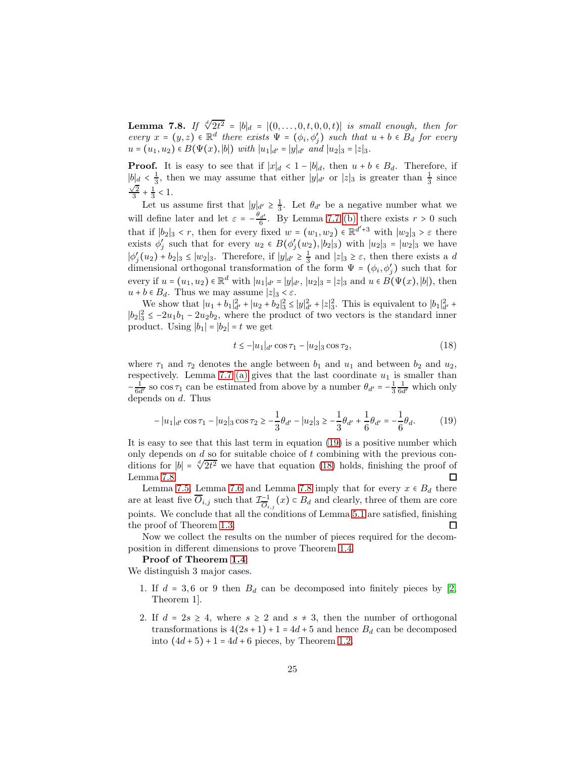**Lemma 7.8.** *If* $\sqrt[d]{2t^2} = |b|_d = |(0,\dots,0,t,0,0,t)|$ *is small enough, then for every* $x = (y,z) \in \mathbb{R}^d$ *there exists* $\Psi = (\phi_i, \phi'_j)$ *such that* $u + b \in B_d$ *for every* $u = (u_1,u_2) \in B(\Psi(x), |b|)$ *with* $|u_1|_{d'} = |y|_{d'}$ *and* $|u_2|_3 = |z|_3$.

**Proof.** It is easy to see that if $|x|_d < 1 - |b|_d$, then $u + b \in B_d$. Therefore, if $|b|_d < \frac{1}{3}$, then we may assume that either $|y|_{d'}$ or $|z|_3$ is greater than $\frac{1}{3}$ since $\frac{\sqrt{2}}{3} + \frac{1}{3} < 1$.

Let us assume first that $|y|_{d'} \geq \frac{1}{3}$. Let $\theta_{d'}$ be a negative number what we will define later and let $\varepsilon = -\frac{\theta_{d'}}{6}$. By Lemma 7.7 (b) there exists $r > 0$ such that if $|b_2|_3 < r$, then for every fixed $w = (w_1,w_2) \in \mathbb{R}^{d'+3}$ with $|w_2|_3 > \varepsilon$ there exists $\phi'_j$ such that for every $u_2 \in B(\phi'_j(w_2), |b_2|_3)$ with $|u_2|_3 = |w_2|_3$ we have $|\phi'_j(u_2) + b_2|_3 \leq |w_2|_3$. Therefore, if $|y|_{d'} \geq \frac{1}{3}$ and $|z|_3 \geq \varepsilon$, then there exists a $d$ dimensional orthogonal transformation of the form $\Psi = (\phi_i, \phi'_j)$ such that for every if $u = (u_1,u_2) \in \mathbb{R}^d$ with $|u_1|_{d'} = |y|_{d'}$, $|u_2|_3 = |z|_3$ and $u \in B(\Psi(x), |b|)$, then $u + b \in B_d$. Thus we may assume $|z|_3 < \varepsilon$.

We show that $|u_1 + b_1|^2_{d'} + |u_2 + b_2|^2_3 \leq |y|^2_{d'} + |z|^2_3$. This is equivalent to $|b_1|^2_{d'} + |b_2|^2_3 \leq -2u_1b_1 - 2u_2b_2$, where the product of two vectors is the standard inner product. Using $|b_1| = |b_2| = t$ we get

$$t \leq -|u_1|_{d'} \cos\tau_1 - |u_2|_3 \cos\tau_2, \tag{18}$$

where $\tau_1$ and $\tau_2$ denotes the angle between $b_1$ and $u_1$ and between $b_2$ and $u_2$, respectively. Lemma 7.7 (a) gives that the last coordinate $u_1$ is smaller than $-\frac{1}{6d'}$ so $\cos\tau_1$ can be estimated from above by a number $\theta_{d'} = -\frac{1}{3}\frac{1}{6d'}$ which only depends on $d$. Thus

$$-|u_1|_{d'}\cos\tau_1 - |u_2|_3\cos\tau_2 \geq -\frac{1}{3}\theta_{d'} - |u_2|_3 \geq -\frac{1}{3}\theta_{d'} + \frac{1}{6}\theta_{d'} = -\frac{1}{6}\theta_d. \tag{19}$$

It is easy to see that this last term in equation (19) is a positive number which only depends on $d$ so for suitable choice of $t$ combining with the previous conditions for $|b| = \sqrt[d]{2t^2}$ we have that equation (18) holds, finishing the proof of Lemma 7.8. ◻

Lemma 7.5, Lemma 7.6 and Lemma 7.8 imply that for every $x \in B_d$ there are at least five $\overline{O}_{i,j}$ such that $\mathcal{I}^{-1}_{\overline{O}_{i,j}}(x) \subset B_d$ and clearly, three of them are core points. We conclude that all the conditions of Lemma 5.1 are satisfied, finishing the proof of Theorem 1.3. ◻

Now we collect the results on the number of pieces required for the decomposition in different dimensions to prove Theorem 1.4.

**Proof of Theorem 1.4.**

We distinguish 3 major cases.

1. If $d = 3, 6$ or $9$ then $B_d$ can be decomposed into finitely pieces by [2, Theorem 1].
2. If $d = 2s \geq 4$, where $s \geq 2$ and $s \neq 3$, then the number of orthogonal transformations is $4(2s+1) + 1 = 4d + 5$ and hence $B_d$ can be decomposed into $(4d+5)+1 = 4d+6$ pieces, by Theorem 1.2.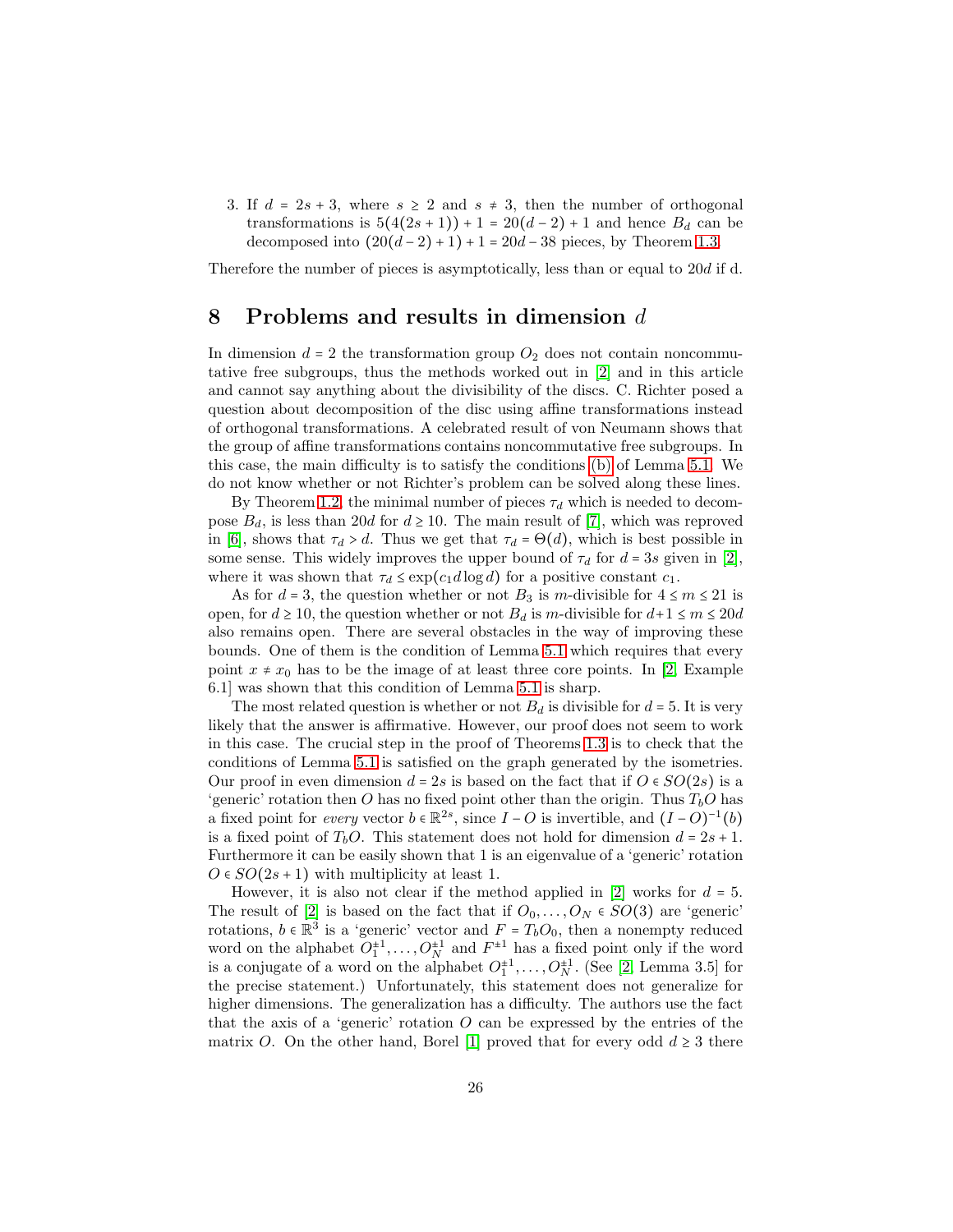3. If $d = 2s + 3$, where $s \geq 2$ and $s \neq 3$, then the number of orthogonal transformations is $5(4(2s+1)) + 1 = 20(d-2) + 1$ and hence $B_d$ can be decomposed into $(20(d-2)+1) + 1 = 20d - 38$ pieces, by Theorem 1.3.

Therefore the number of pieces is asymptotically, less than or equal to $20d$ if d.

# 8 Problems and results in dimension $d$

In dimension $d = 2$ the transformation group $O_2$ does not contain noncommutative free subgroups, thus the methods worked out in [2] and in this article and cannot say anything about the divisibility of the discs. C. Richter posed a question about decomposition of the disc using affine transformations instead of orthogonal transformations. A celebrated result of von Neumann shows that the group of affine transformations contains noncommutative free subgroups. In this case, the main difficulty is to satisfy the conditions (b) of Lemma 5.1. We do not know whether or not Richter's problem can be solved along these lines.

By Theorem 1.2, the minimal number of pieces $\tau_d$ which is needed to decompose $B_d$, is less than $20d$ for $d \geq 10$. The main result of [7], which was reproved in [6], shows that $\tau_d > d$. Thus we get that $\tau_d = \Theta(d)$, which is best possible in some sense. This widely improves the upper bound of $\tau_d$ for $d = 3s$ given in [2], where it was shown that $\tau_d \leq \exp(c_1 d \log d)$ for a positive constant $c_1$.

As for $d = 3$, the question whether or not $B_3$ is $m$-divisible for $4 \leq m \leq 21$ is open, for $d \geq 10$, the question whether or not $B_d$ is $m$-divisible for $d+1 \leq m \leq 20d$ also remains open. There are several obstacles in the way of improving these bounds. One of them is the condition of Lemma 5.1 which requires that every point $x \neq x_0$ has to be the image of at least three core points. In [2, Example 6.1] was shown that this condition of Lemma 5.1 is sharp.

The most related question is whether or not $B_d$ is divisible for $d = 5$. It is very likely that the answer is affirmative. However, our proof does not seem to work in this case. The crucial step in the proof of Theorems 1.3 is to check that the conditions of Lemma 5.1 is satisfied on the graph generated by the isometries. Our proof in even dimension $d = 2s$ is based on the fact that if $O \in SO(2s)$ is a 'generic' rotation then $O$ has no fixed point other than the origin. Thus $T_b O$ has a fixed point for *every* vector $b \in \mathbb{R}^{2s}$, since $I - O$ is invertible, and $(I - O)^{-1}(b)$ is a fixed point of $T_b O$. This statement does not hold for dimension $d = 2s + 1$. Furthermore it can be easily shown that 1 is an eigenvalue of a 'generic' rotation $O \in SO(2s+1)$ with multiplicity at least 1.

However, it is also not clear if the method applied in [2] works for $d = 5$. The result of [2] is based on the fact that if $O_0, \ldots, O_N \in SO(3)$ are 'generic' rotations, $b \in \mathbb{R}^3$ is a 'generic' vector and $F = T_b O_0$, then a nonempty reduced word on the alphabet $O_1^{\pm 1}, \ldots, O_N^{\pm 1}$ and $F^{\pm 1}$ has a fixed point only if the word is a conjugate of a word on the alphabet $O_1^{\pm 1}, \ldots, O_N^{\pm 1}$. (See [2, Lemma 3.5] for the precise statement.) Unfortunately, this statement does not generalize for higher dimensions. The generalization has a difficulty. The authors use the fact that the axis of a 'generic' rotation $O$ can be expressed by the entries of the matrix $O$. On the other hand, Borel [1] proved that for every odd $d \geq 3$ there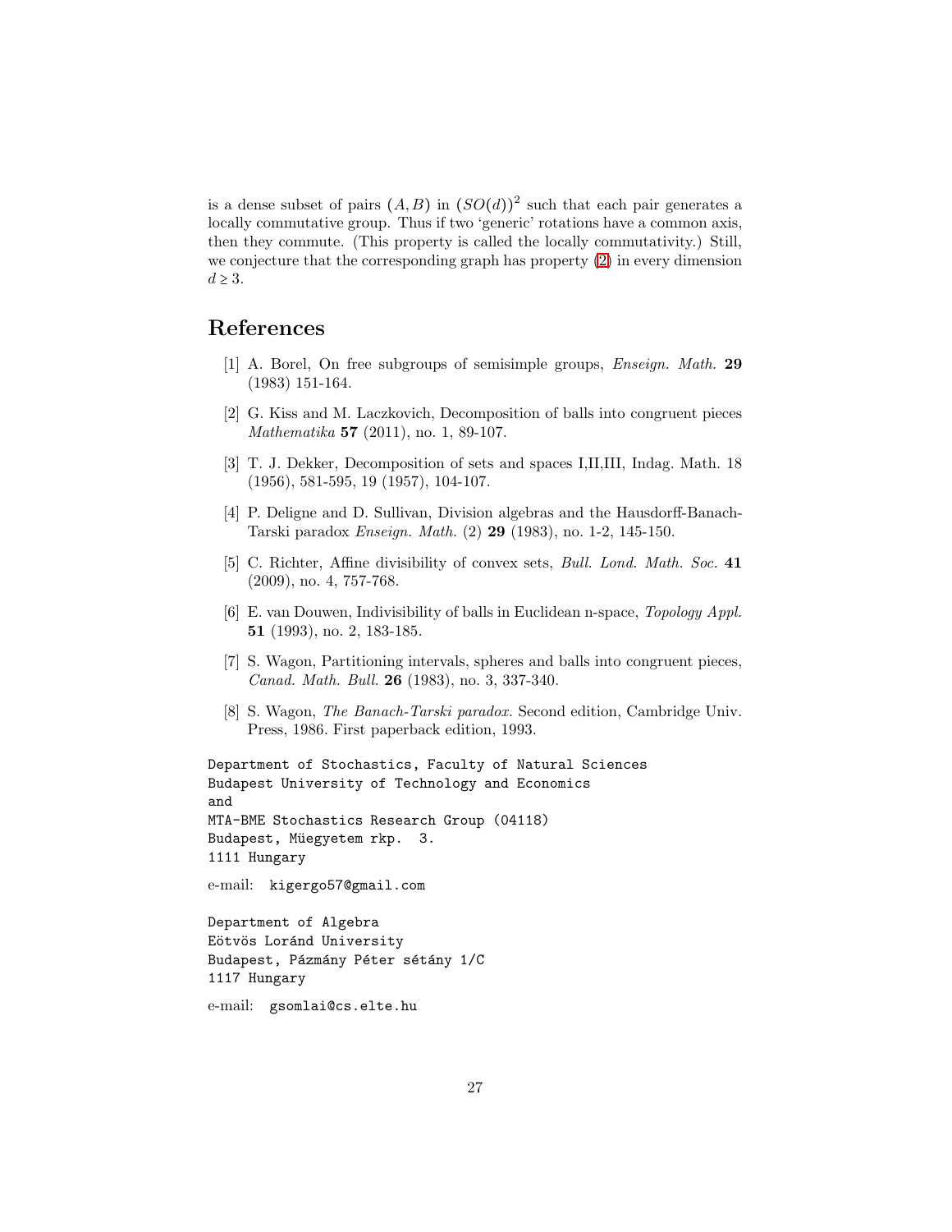is a dense subset of pairs $(A,B)$ in $(SO(d))^2$ such that each pair generates a locally commutative group. Thus if two 'generic' rotations have a common axis, then they commute. (This property is called the locally commutativity.) Still, we conjecture that the corresponding graph has property (2) in every dimension $d \geq 3$.

## References

[1] A. Borel, On free subgroups of semisimple groups, *Enseign. Math.* **29** (1983) 151-164.

[2] G. Kiss and M. Laczkovich, Decomposition of balls into congruent pieces *Mathematika* **57** (2011), no. 1, 89-107.

[3] T. J. Dekker, Decomposition of sets and spaces I,II,III, Indag. Math. 18 (1956), 581-595, 19 (1957), 104-107.

[4] P. Deligne and D. Sullivan, Division algebras and the Hausdorff-Banach-Tarski paradox *Enseign. Math.* (2) **29** (1983), no. 1-2, 145-150.

[5] C. Richter, Affine divisibility of convex sets, *Bull. Lond. Math. Soc.* **41** (2009), no. 4, 757-768.

[6] E. van Douwen, Indivisibility of balls in Euclidean n-space, *Topology Appl.* **51** (1993), no. 2, 183-185.

[7] S. Wagon, Partitioning intervals, spheres and balls into congruent pieces, *Canad. Math. Bull.* **26** (1983), no. 3, 337-340.

[8] S. Wagon, *The Banach-Tarski paradox.* Second edition, Cambridge Univ. Press, 1986. First paperback edition, 1993.

Department of Stochastics, Faculty of Natural Sciences
Budapest University of Technology and Economics
and
MTA-BME Stochastics Research Group (04118)
Budapest, Müegyetem rkp. 3.
1111 Hungary

e-mail: kigergo57@gmail.com

Department of Algebra
Eötvös Loránd University
Budapest, Pázmány Péter sétány 1/C
1117 Hungary

e-mail: gsomlai@cs.elte.hu